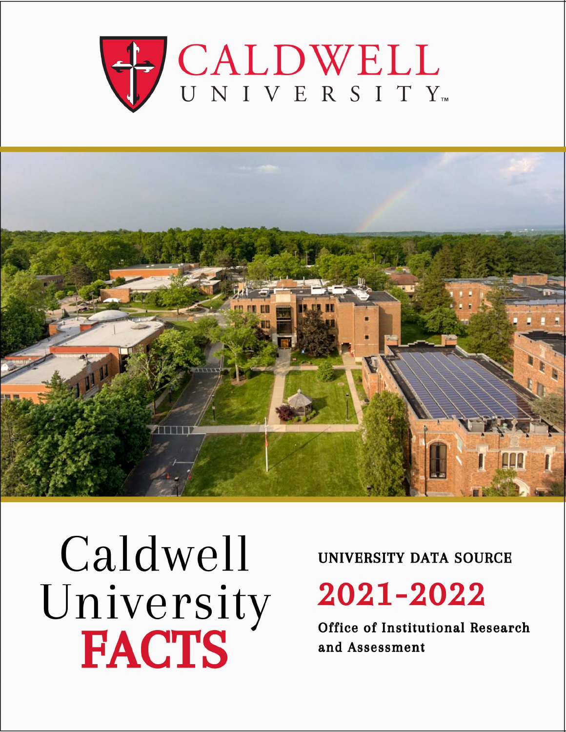CALDWELL UNIVERSITY™

# Caldwell University FACTS

UNIVERSITY DATA SOURCE

## 2021-2022

Office of Institutional Research and Assessment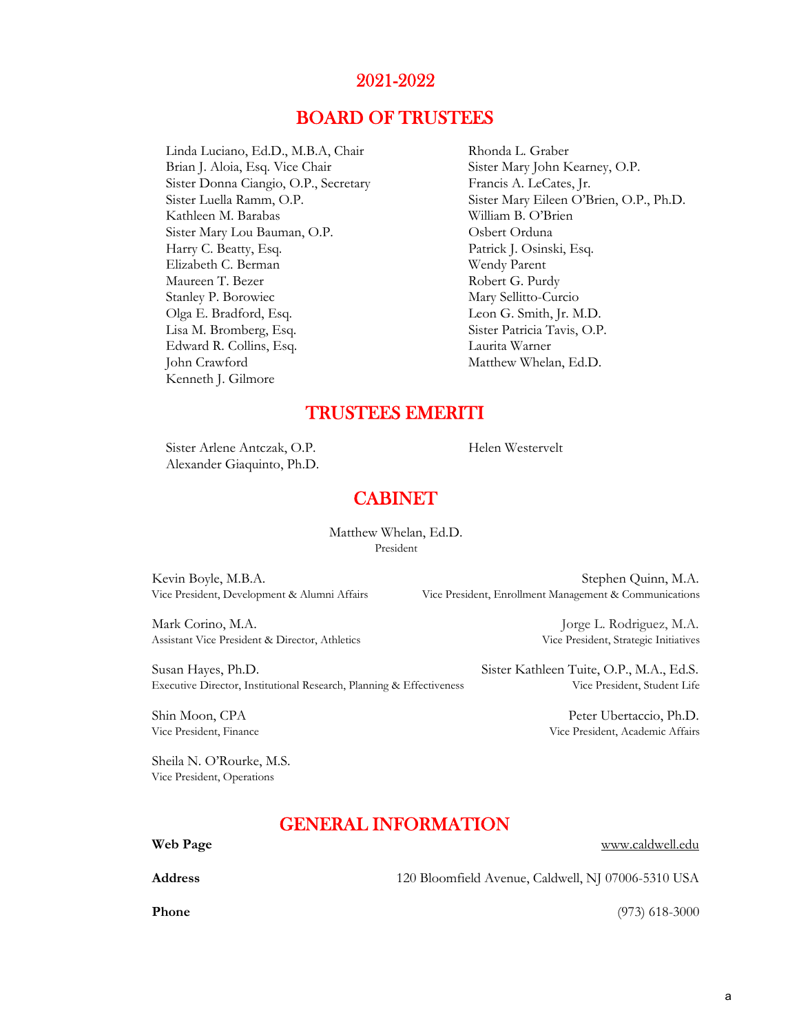## 2021-2022

## BOARD OF TRUSTEES

Linda Luciano, Ed.D., M.B.A, Chair
Brian J. Aloia, Esq. Vice Chair
Sister Donna Ciangio, O.P., Secretary
Sister Luella Ramm, O.P.
Kathleen M. Barabas
Sister Mary Lou Bauman, O.P.
Harry C. Beatty, Esq.
Elizabeth C. Berman
Maureen T. Bezer
Stanley P. Borowiec
Olga E. Bradford, Esq.
Lisa M. Bromberg, Esq.
Edward R. Collins, Esq.
John Crawford
Kenneth J. Gilmore
Rhonda L. Graber
Sister Mary John Kearney, O.P.
Francis A. LeCates, Jr.
Sister Mary Eileen O'Brien, O.P., Ph.D.
William B. O'Brien
Osbert Orduna
Patrick J. Osinski, Esq.
Wendy Parent
Robert G. Purdy
Mary Sellitto-Curcio
Leon G. Smith, Jr. M.D.
Sister Patricia Tavis, O.P.
Laurita Warner
Matthew Whelan, Ed.D.

## TRUSTEES EMERITI

Sister Arlene Antczak, O.P.
Alexander Giaquinto, Ph.D.
Helen Westervelt

## CABINET

Matthew Whelan, Ed.D.
President

Kevin Boyle, M.B.A.
Vice President, Development & Alumni Affairs

Stephen Quinn, M.A.
Vice President, Enrollment Management & Communications

Mark Corino, M.A.
Assistant Vice President & Director, Athletics

Jorge L. Rodriguez, M.A.
Vice President, Strategic Initiatives

Susan Hayes, Ph.D.
Executive Director, Institutional Research, Planning & Effectiveness

Sister Kathleen Tuite, O.P., M.A., Ed.S.
Vice President, Student Life

Shin Moon, CPA
Vice President, Finance

Peter Ubertaccio, Ph.D.
Vice President, Academic Affairs

Sheila N. O'Rourke, M.S.
Vice President, Operations

## GENERAL INFORMATION

**Web Page** www.caldwell.edu

**Address** 120 Bloomfield Avenue, Caldwell, NJ 07006-5310 USA

**Phone** (973) 618-3000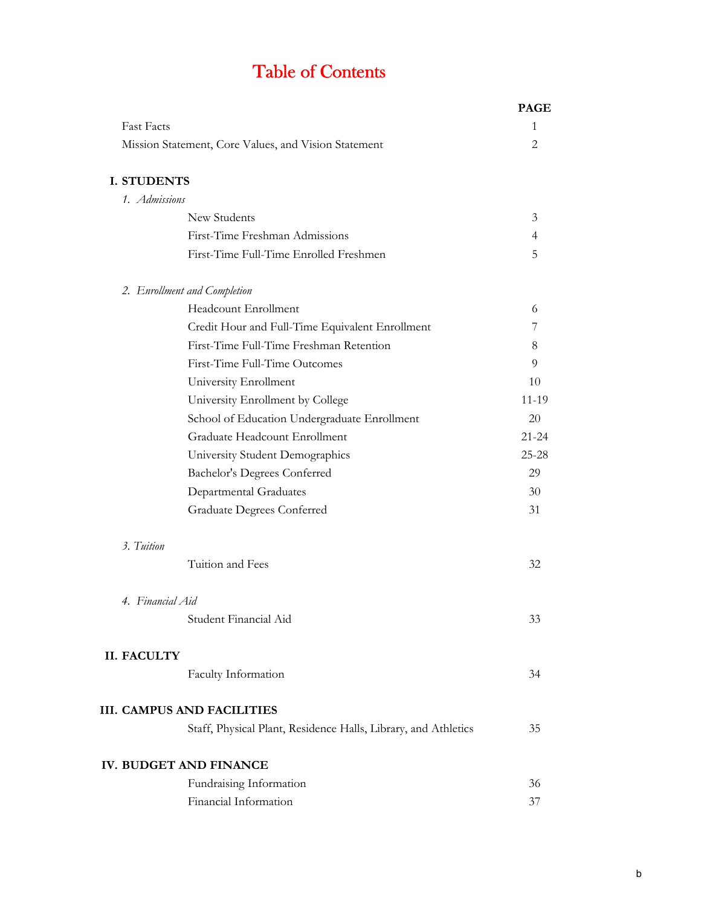# Table of Contents

| | PAGE |
|---|---|
| Fast Facts | 1 |
| Mission Statement, Core Values, and Vision Statement | 2 |
| **I. STUDENTS** | |
| *1. Admissions* | |
| New Students | 3 |
| First-Time Freshman Admissions | 4 |
| First-Time Full-Time Enrolled Freshmen | 5 |
| *2. Enrollment and Completion* | |
| Headcount Enrollment | 6 |
| Credit Hour and Full-Time Equivalent Enrollment | 7 |
| First-Time Full-Time Freshman Retention | 8 |
| First-Time Full-Time Outcomes | 9 |
| University Enrollment | 10 |
| University Enrollment by College | 11-19 |
| School of Education Undergraduate Enrollment | 20 |
| Graduate Headcount Enrollment | 21-24 |
| University Student Demographics | 25-28 |
| Bachelor's Degrees Conferred | 29 |
| Departmental Graduates | 30 |
| Graduate Degrees Conferred | 31 |
| *3. Tuition* | |
| Tuition and Fees | 32 |
| *4. Financial Aid* | |
| Student Financial Aid | 33 |
| **II. FACULTY** | |
| Faculty Information | 34 |
| **III. CAMPUS AND FACILITIES** | |
| Staff, Physical Plant, Residence Halls, Library, and Athletics | 35 |
| **IV. BUDGET AND FINANCE** | |
| Fundraising Information | 36 |
| Financial Information | 37 |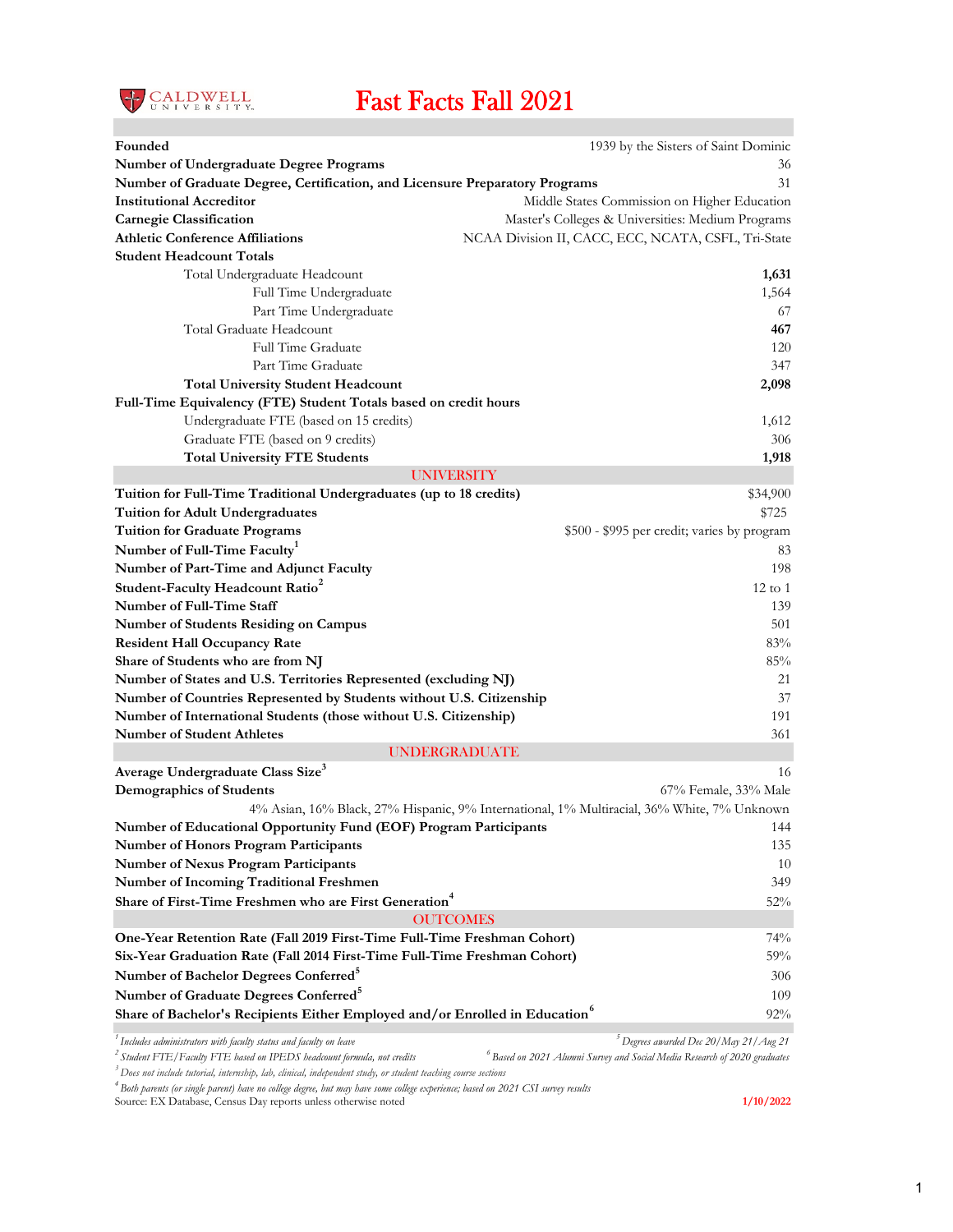# Fast Facts Fall 2021

| | |
|---|---|
| **Founded** | 1939 by the Sisters of Saint Dominic |
| **Number of Undergraduate Degree Programs** | 36 |
| **Number of Graduate Degree, Certification, and Licensure Preparatory Programs** | 31 |
| **Institutional Accreditor** | Middle States Commission on Higher Education |
| **Carnegie Classification** | Master's Colleges & Universities: Medium Programs |
| **Athletic Conference Affiliations** | NCAA Division II, CACC, ECC, NCATA, CSFL, Tri-State |
| **Student Headcount Totals** | |
| Total Undergraduate Headcount | **1,631** |
| Full Time Undergraduate | 1,564 |
| Part Time Undergraduate | 67 |
| Total Graduate Headcount | **467** |
| Full Time Graduate | 120 |
| Part Time Graduate | 347 |
| **Total University Student Headcount** | **2,098** |
| **Full-Time Equivalency (FTE) Student Totals based on credit hours** | |
| Undergraduate FTE (based on 15 credits) | 1,612 |
| Graduate FTE (based on 9 credits) | 306 |
| **Total University FTE Students** | **1,918** |
| **UNIVERSITY** | |
| **Tuition for Full-Time Traditional Undergraduates (up to 18 credits)** | $34,900 |
| **Tuition for Adult Undergraduates** | $725 |
| **Tuition for Graduate Programs** | $500 - $995 per credit; varies by program |
| **Number of Full-Time Faculty**[1] | 83 |
| **Number of Part-Time and Adjunct Faculty** | 198 |
| **Student-Faculty Headcount Ratio**[2] | 12 to 1 |
| **Number of Full-Time Staff** | 139 |
| **Number of Students Residing on Campus** | 501 |
| **Resident Hall Occupancy Rate** | 83% |
| **Share of Students who are from NJ** | 85% |
| **Number of States and U.S. Territories Represented (excluding NJ)** | 21 |
| **Number of Countries Represented by Students without U.S. Citizenship** | 37 |
| **Number of International Students (those without U.S. Citizenship)** | 191 |
| **Number of Student Athletes** | 361 |
| **UNDERGRADUATE** | |
| **Average Undergraduate Class Size**[3] | 16 |
| **Demographics of Students** | 67% Female, 33% Male |
| | 4% Asian, 16% Black, 27% Hispanic, 9% International, 1% Multiracial, 36% White, 7% Unknown |
| **Number of Educational Opportunity Fund (EOF) Program Participants** | 144 |
| **Number of Honors Program Participants** | 135 |
| **Number of Nexus Program Participants** | 10 |
| **Number of Incoming Traditional Freshmen** | 349 |
| **Share of First-Time Freshmen who are First Generation**[4] | 52% |
| **OUTCOMES** | |
| **One-Year Retention Rate (Fall 2019 First-Time Full-Time Freshman Cohort)** | 74% |
| **Six-Year Graduation Rate (Fall 2014 First-Time Full-Time Freshman Cohort)** | 59% |
| **Number of Bachelor Degrees Conferred**[5] | 306 |
| **Number of Graduate Degrees Conferred**[5] | 109 |
| **Share of Bachelor's Recipients Either Employed and/or Enrolled in Education**[6] | 92% |

*[1] Includes administrators with faculty status and faculty on leave*

*[2] Student FTE/Faculty FTE based on IPEDS headcount formula, not credits*

*[3] Does not include tutorial, internship, lab, clinical, independent study, or student teaching course sections*

*[4] Both parents (or single parent) have no college degree, but may have some college experience; based on 2021 CSI survey results*

*[5] Degrees awarded Dec 20/May 21/Aug 21*

*[6] Based on 2021 Alumni Survey and Social Media Research of 2020 graduates*

Source: EX Database, Census Day reports unless otherwise noted

1/10/2022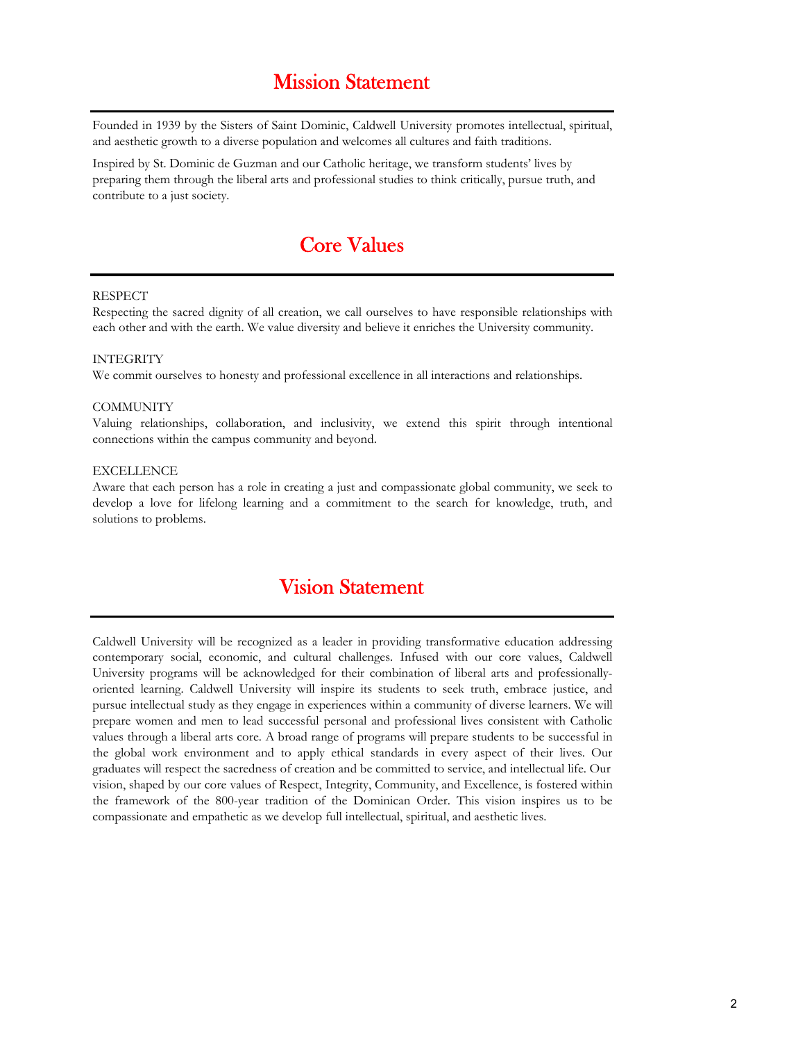# Mission Statement

Founded in 1939 by the Sisters of Saint Dominic, Caldwell University promotes intellectual, spiritual, and aesthetic growth to a diverse population and welcomes all cultures and faith traditions.

Inspired by St. Dominic de Guzman and our Catholic heritage, we transform students' lives by preparing them through the liberal arts and professional studies to think critically, pursue truth, and contribute to a just society.

# Core Values

RESPECT
Respecting the sacred dignity of all creation, we call ourselves to have responsible relationships with each other and with the earth. We value diversity and believe it enriches the University community.

INTEGRITY
We commit ourselves to honesty and professional excellence in all interactions and relationships.

COMMUNITY
Valuing relationships, collaboration, and inclusivity, we extend this spirit through intentional connections within the campus community and beyond.

EXCELLENCE
Aware that each person has a role in creating a just and compassionate global community, we seek to develop a love for lifelong learning and a commitment to the search for knowledge, truth, and solutions to problems.

# Vision Statement

Caldwell University will be recognized as a leader in providing transformative education addressing contemporary social, economic, and cultural challenges. Infused with our core values, Caldwell University programs will be acknowledged for their combination of liberal arts and professionally-oriented learning. Caldwell University will inspire its students to seek truth, embrace justice, and pursue intellectual study as they engage in experiences within a community of diverse learners. We will prepare women and men to lead successful personal and professional lives consistent with Catholic values through a liberal arts core. A broad range of programs will prepare students to be successful in the global work environment and to apply ethical standards in every aspect of their lives. Our graduates will respect the sacredness of creation and be committed to service, and intellectual life. Our vision, shaped by our core values of Respect, Integrity, Community, and Excellence, is fostered within the framework of the 800-year tradition of the Dominican Order. This vision inspires us to be compassionate and empathetic as we develop full intellectual, spiritual, and aesthetic lives.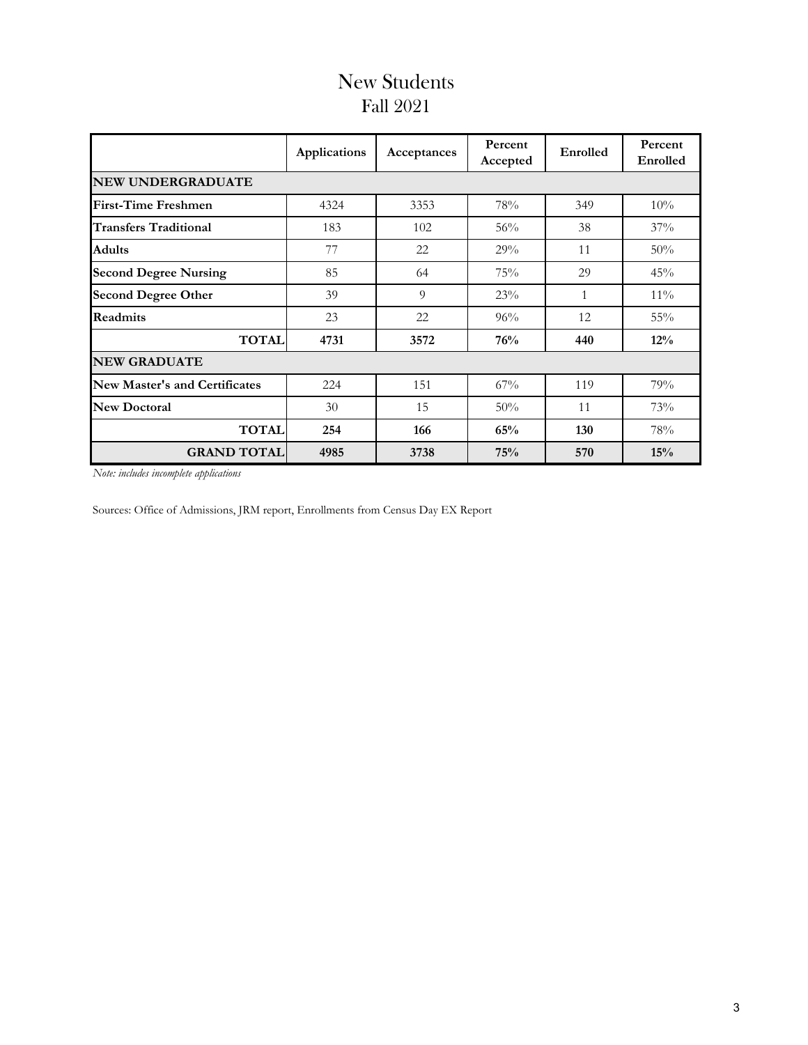# New Students
## Fall 2021

| | Applications | Acceptances | Percent Accepted | Enrolled | Percent Enrolled |
|---|---|---|---|---|---|
| **NEW UNDERGRADUATE** | | | | | |
| **First-Time Freshmen** | 4324 | 3353 | 78% | 349 | 10% |
| **Transfers Traditional** | 183 | 102 | 56% | 38 | 37% |
| **Adults** | 77 | 22 | 29% | 11 | 50% |
| **Second Degree Nursing** | 85 | 64 | 75% | 29 | 45% |
| **Second Degree Other** | 39 | 9 | 23% | 1 | 11% |
| **Readmits** | 23 | 22 | 96% | 12 | 55% |
| **TOTAL** | **4731** | **3572** | **76%** | **440** | **12%** |
| **NEW GRADUATE** | | | | | |
| **New Master's and Certificates** | 224 | 151 | 67% | 119 | 79% |
| **New Doctoral** | 30 | 15 | 50% | 11 | 73% |
| **TOTAL** | **254** | **166** | **65%** | **130** | 78% |
| **GRAND TOTAL** | **4985** | **3738** | **75%** | **570** | **15%** |

*Note: includes incomplete applications*

Sources: Office of Admissions, JRM report, Enrollments from Census Day EX Report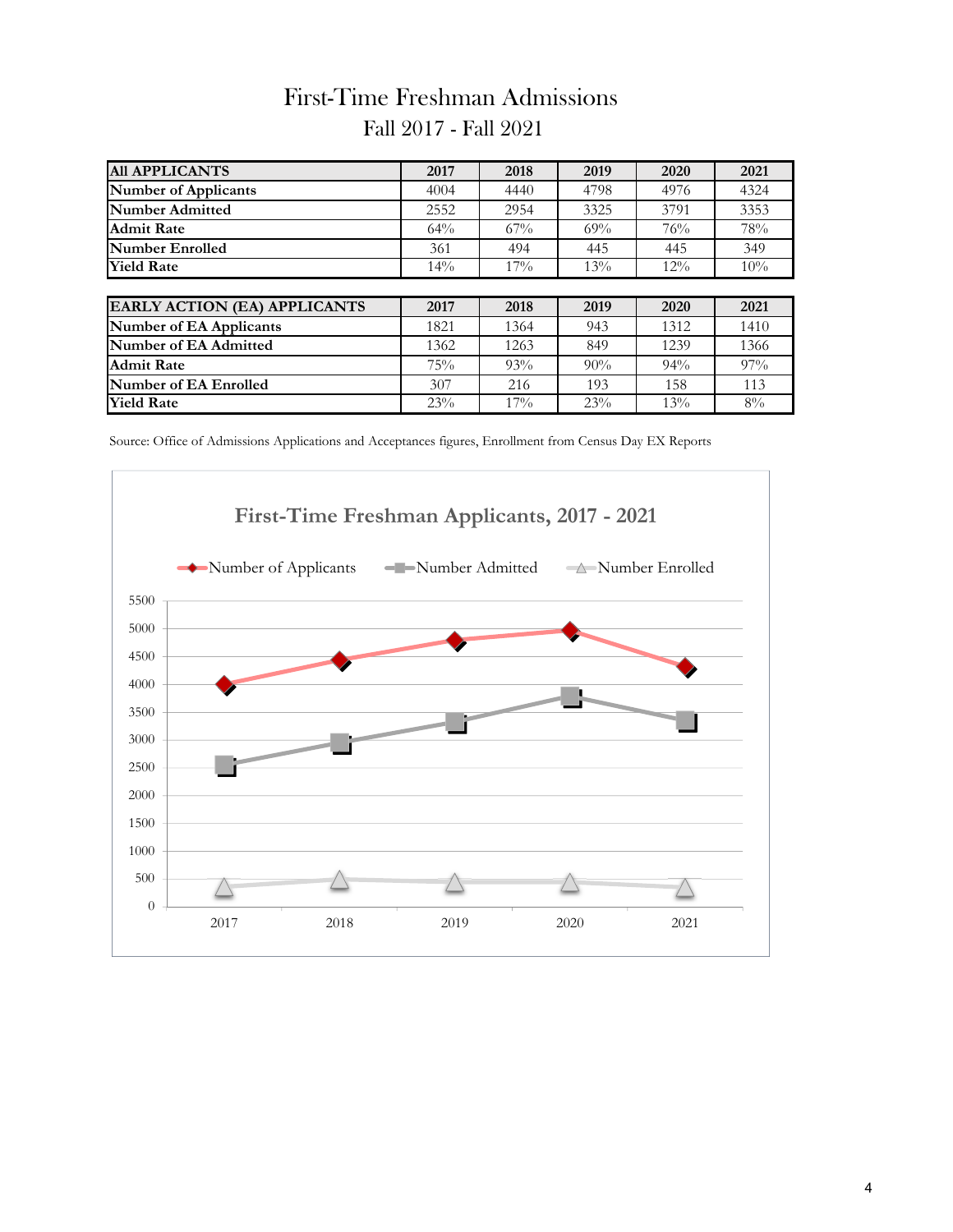# First-Time Freshman Admissions

## Fall 2017 - Fall 2021

| All APPLICANTS | 2017 | 2018 | 2019 | 2020 | 2021 |
|---|---|---|---|---|---|
| Number of Applicants | 4004 | 4440 | 4798 | 4976 | 4324 |
| Number Admitted | 2552 | 2954 | 3325 | 3791 | 3353 |
| Admit Rate | 64% | 67% | 69% | 76% | 78% |
| Number Enrolled | 361 | 494 | 445 | 445 | 349 |
| Yield Rate | 14% | 17% | 13% | 12% | 10% |

| EARLY ACTION (EA) APPLICANTS | 2017 | 2018 | 2019 | 2020 | 2021 |
|---|---|---|---|---|---|
| Number of EA Applicants | 1821 | 1364 | 943 | 1312 | 1410 |
| Number of EA Admitted | 1362 | 1263 | 849 | 1239 | 1366 |
| Admit Rate | 75% | 93% | 90% | 94% | 97% |
| Number of EA Enrolled | 307 | 216 | 193 | 158 | 113 |
| Yield Rate | 23% | 17% | 23% | 13% | 8% |

Source: Office of Admissions Applications and Acceptances figures, Enrollment from Census Day EX Reports

First-Time Freshman Applicants, 2017 - 2021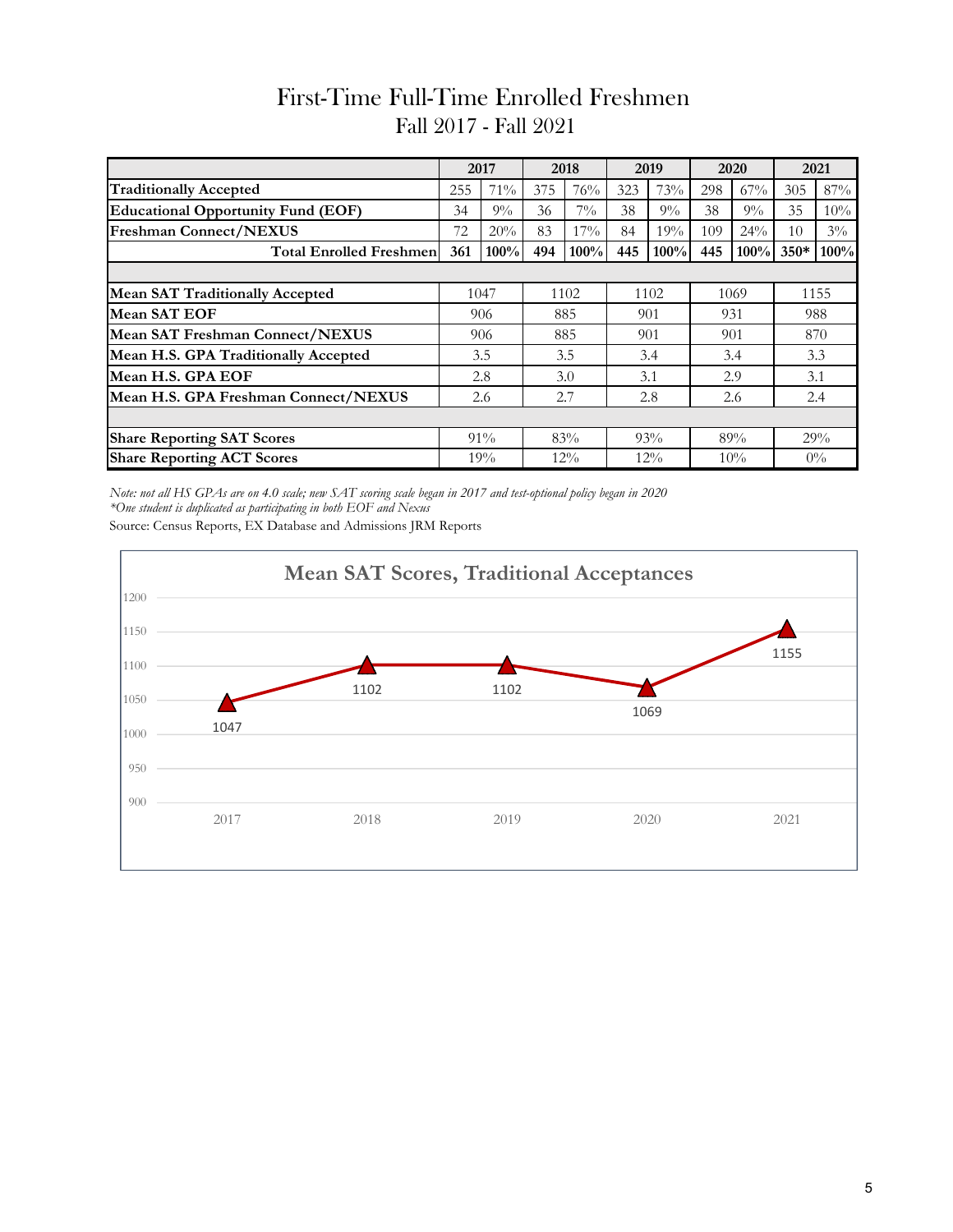# First-Time Full-Time Enrolled Freshmen

## Fall 2017 - Fall 2021

| | 2017 | | 2018 | | 2019 | | 2020 | | 2021 | |
|---|---|---|---|---|---|---|---|---|---|---|
| **Traditionally Accepted** | 255 | 71% | 375 | 76% | 323 | 73% | 298 | 67% | 305 | 87% |
| **Educational Opportunity Fund (EOF)** | 34 | 9% | 36 | 7% | 38 | 9% | 38 | 9% | 35 | 10% |
| **Freshman Connect/NEXUS** | 72 | 20% | 83 | 17% | 84 | 19% | 109 | 24% | 10 | 3% |
| **Total Enrolled Freshmen** | **361** | **100%** | **494** | **100%** | **445** | **100%** | **445** | **100%** | **350*** | **100%** |
| | | | | | | | | | | |
| **Mean SAT Traditionally Accepted** | 1047 | | 1102 | | 1102 | | 1069 | | 1155 | |
| **Mean SAT EOF** | 906 | | 885 | | 901 | | 931 | | 988 | |
| **Mean SAT Freshman Connect/NEXUS** | 906 | | 885 | | 901 | | 901 | | 870 | |
| **Mean H.S. GPA Traditionally Accepted** | 3.5 | | 3.5 | | 3.4 | | 3.4 | | 3.3 | |
| **Mean H.S. GPA EOF** | 2.8 | | 3.0 | | 3.1 | | 2.9 | | 3.1 | |
| **Mean H.S. GPA Freshman Connect/NEXUS** | 2.6 | | 2.7 | | 2.8 | | 2.6 | | 2.4 | |
| | | | | | | | | | | |
| **Share Reporting SAT Scores** | 91% | | 83% | | 93% | | 89% | | 29% | |
| **Share Reporting ACT Scores** | 19% | | 12% | | 12% | | 10% | | 0% | |

*Note: not all HS GPAs are on 4.0 scale; new SAT scoring scale began in 2017 and test-optional policy began in 2020*

**One student is duplicated as participating in both EOF and Nexus*

Source: Census Reports, EX Database and Admissions JRM Reports

**Mean SAT Scores, Traditional Acceptances**

| Year | Mean SAT |
|---|---|
| 2017 | 1047 |
| 2018 | 1102 |
| 2019 | 1102 |
| 2020 | 1069 |
| 2021 | 1155 |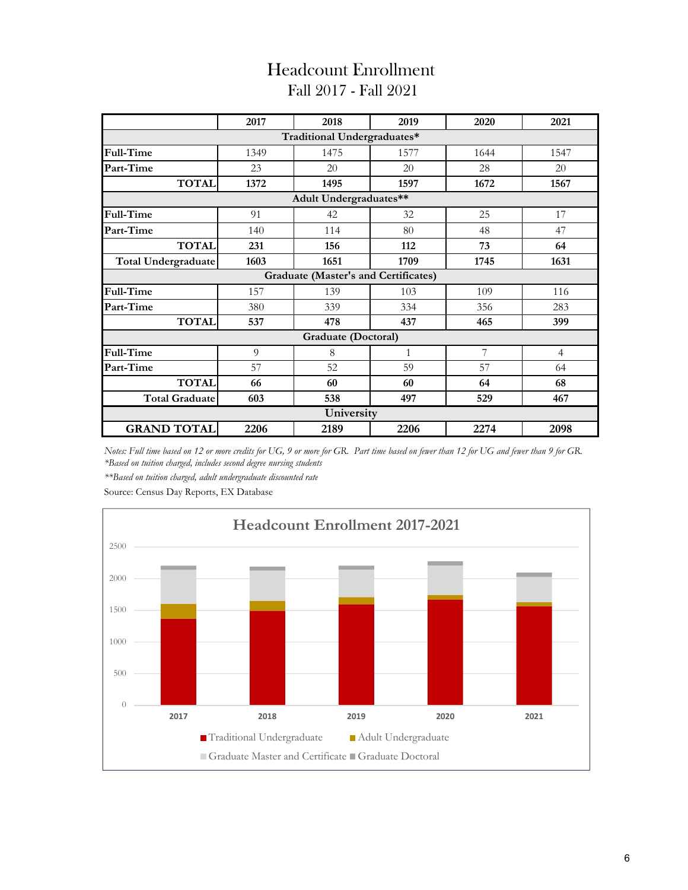# Headcount Enrollment

## Fall 2017 - Fall 2021

| | 2017 | 2018 | 2019 | 2020 | 2021 |
|---|---|---|---|---|---|
| **Traditional Undergraduates*** | | | | | |
| **Full-Time** | 1349 | 1475 | 1577 | 1644 | 1547 |
| **Part-Time** | 23 | 20 | 20 | 28 | 20 |
| **TOTAL** | **1372** | **1495** | **1597** | **1672** | **1567** |
| **Adult Undergraduates**** | | | | | |
| **Full-Time** | 91 | 42 | 32 | 25 | 17 |
| **Part-Time** | 140 | 114 | 80 | 48 | 47 |
| **TOTAL** | **231** | **156** | **112** | **73** | **64** |
| **Total Undergraduate** | **1603** | **1651** | **1709** | **1745** | **1631** |
| **Graduate (Master's and Certificates)** | | | | | |
| **Full-Time** | 157 | 139 | 103 | 109 | 116 |
| **Part-Time** | 380 | 339 | 334 | 356 | 283 |
| **TOTAL** | **537** | **478** | **437** | **465** | **399** |
| **Graduate (Doctoral)** | | | | | |
| **Full-Time** | 9 | 8 | 1 | 7 | 4 |
| **Part-Time** | 57 | 52 | 59 | 57 | 64 |
| **TOTAL** | **66** | **60** | **60** | **64** | **68** |
| **Total Graduate** | **603** | **538** | **497** | **529** | **467** |
| **University** | | | | | |
| **GRAND TOTAL** | **2206** | **2189** | **2206** | **2274** | **2098** |

*Notes: Full time based on 12 or more credits for UG, 9 or more for GR. Part time based on fewer than 12 for UG and fewer than 9 for GR.*
**Based on tuition charged, includes second degree nursing students*

***Based on tuition charged, adult undergraduate discounted rate*

Source: Census Day Reports, EX Database

**Headcount Enrollment 2017-2021**

| Year | Traditional Undergraduate | Adult Undergraduate | Graduate Master and Certificate | Graduate Doctoral |
|---|---|---|---|---|
| 2017 | 1372 | 231 | 537 | 66 |
| 2018 | 1495 | 156 | 478 | 60 |
| 2019 | 1597 | 112 | 437 | 60 |
| 2020 | 1672 | 73 | 465 | 64 |
| 2021 | 1567 | 64 | 399 | 68 |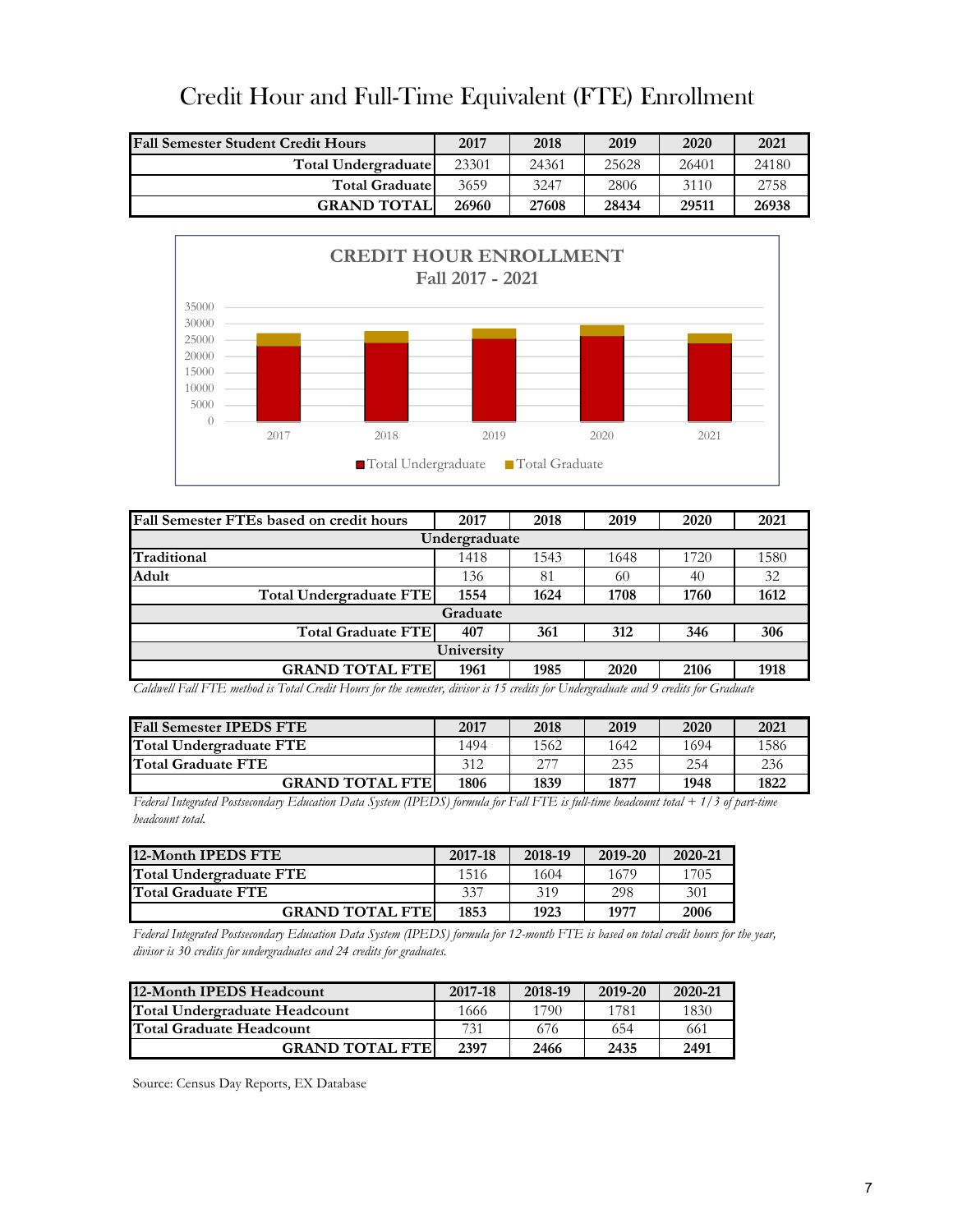# Credit Hour and Full-Time Equivalent (FTE) Enrollment

| Fall Semester Student Credit Hours | 2017 | 2018 | 2019 | 2020 | 2021 |
|---|---|---|---|---|---|
| Total Undergraduate | 23301 | 24361 | 25628 | 26401 | 24180 |
| Total Graduate | 3659 | 3247 | 2806 | 3110 | 2758 |
| **GRAND TOTAL** | **26960** | **27608** | **28434** | **29511** | **26938** |

| Fall Semester FTEs based on credit hours | 2017 | 2018 | 2019 | 2020 | 2021 |
|---|---|---|---|---|---|
| **Undergraduate** | | | | | |
| Traditional | 1418 | 1543 | 1648 | 1720 | 1580 |
| Adult | 136 | 81 | 60 | 40 | 32 |
| **Total Undergraduate FTE** | **1554** | **1624** | **1708** | **1760** | **1612** |
| **Graduate** | | | | | |
| **Total Graduate FTE** | **407** | **361** | **312** | **346** | **306** |
| **University** | | | | | |
| **GRAND TOTAL FTE** | **1961** | **1985** | **2020** | **2106** | **1918** |

*Caldwell Fall FTE method is Total Credit Hours for the semester, divisor is 15 credits for Undergraduate and 9 credits for Graduate*

| Fall Semester IPEDS FTE | 2017 | 2018 | 2019 | 2020 | 2021 |
|---|---|---|---|---|---|
| Total Undergraduate FTE | 1494 | 1562 | 1642 | 1694 | 1586 |
| Total Graduate FTE | 312 | 277 | 235 | 254 | 236 |
| **GRAND TOTAL FTE** | **1806** | **1839** | **1877** | **1948** | **1822** |

*Federal Integrated Postsecondary Education Data System (IPEDS) formula for Fall FTE is full-time headcount total + 1/3 of part-time headcount total.*

| 12-Month IPEDS FTE | 2017-18 | 2018-19 | 2019-20 | 2020-21 |
|---|---|---|---|---|
| Total Undergraduate FTE | 1516 | 1604 | 1679 | 1705 |
| Total Graduate FTE | 337 | 319 | 298 | 301 |
| **GRAND TOTAL FTE** | **1853** | **1923** | **1977** | **2006** |

*Federal Integrated Postsecondary Education Data System (IPEDS) formula for 12-month FTE is based on total credit hours for the year, divisor is 30 credits for undergraduates and 24 credits for graduates.*

| 12-Month IPEDS Headcount | 2017-18 | 2018-19 | 2019-20 | 2020-21 |
|---|---|---|---|---|
| Total Undergraduate Headcount | 1666 | 1790 | 1781 | 1830 |
| Total Graduate Headcount | 731 | 676 | 654 | 661 |
| **GRAND TOTAL FTE** | **2397** | **2466** | **2435** | **2491** |

Source: Census Day Reports, EX Database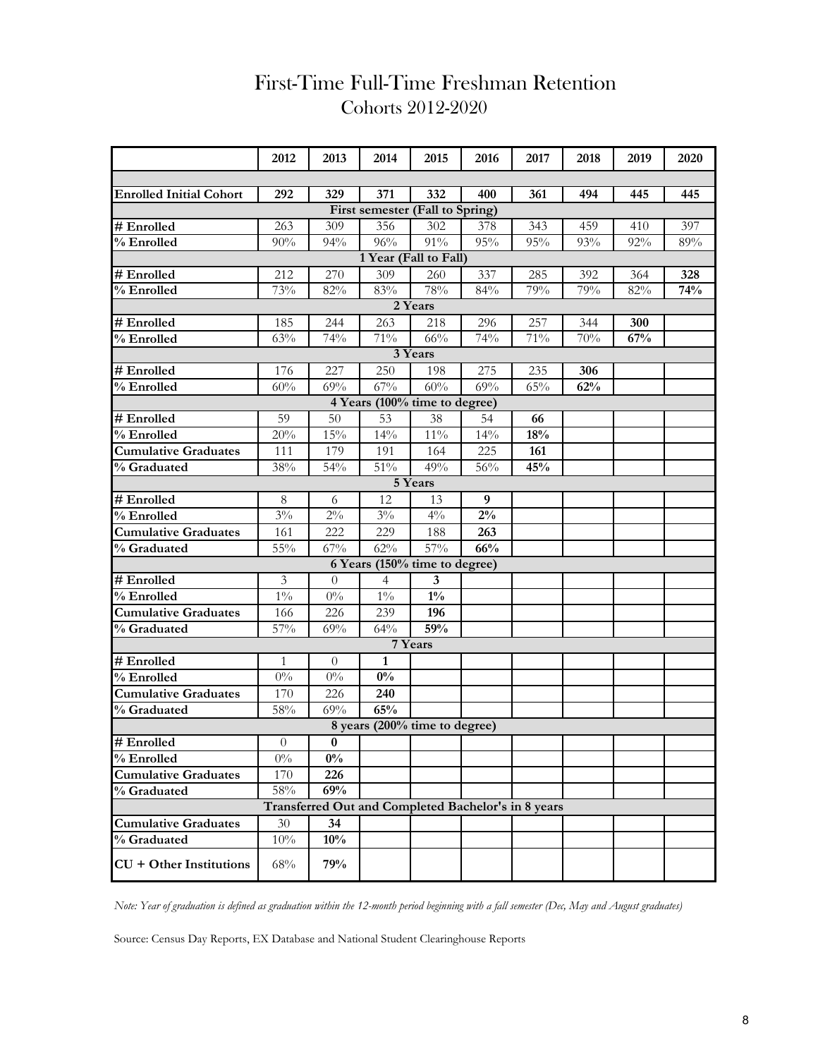# First-Time Full-Time Freshman Retention

## Cohorts 2012-2020

| | 2012 | 2013 | 2014 | 2015 | 2016 | 2017 | 2018 | 2019 | 2020 |
|---|---|---|---|---|---|---|---|---|---|
| **Enrolled Initial Cohort** | **292** | **329** | **371** | **332** | **400** | **361** | **494** | **445** | **445** |
| **First semester (Fall to Spring)** | | | | | | | | | |
| **# Enrolled** | 263 | 309 | 356 | 302 | 378 | 343 | 459 | 410 | 397 |
| **% Enrolled** | 90% | 94% | 96% | 91% | 95% | 95% | 93% | 92% | 89% |
| **1 Year (Fall to Fall)** | | | | | | | | | |
| **# Enrolled** | 212 | 270 | 309 | 260 | 337 | 285 | 392 | 364 | **328** |
| **% Enrolled** | 73% | 82% | 83% | 78% | 84% | 79% | 79% | 82% | **74%** |
| **2 Years** | | | | | | | | | |
| **# Enrolled** | 185 | 244 | 263 | 218 | 296 | 257 | 344 | **300** | |
| **% Enrolled** | 63% | 74% | 71% | 66% | 74% | 71% | 70% | **67%** | |
| **3 Years** | | | | | | | | | |
| **# Enrolled** | 176 | 227 | 250 | 198 | 275 | 235 | **306** | | |
| **% Enrolled** | 60% | 69% | 67% | 60% | 69% | 65% | **62%** | | |
| **4 Years (100% time to degree)** | | | | | | | | | |
| **# Enrolled** | 59 | 50 | 53 | 38 | 54 | **66** | | | |
| **% Enrolled** | 20% | 15% | 14% | 11% | 14% | **18%** | | | |
| **Cumulative Graduates** | 111 | 179 | 191 | 164 | 225 | **161** | | | |
| **% Graduated** | 38% | 54% | 51% | 49% | 56% | **45%** | | | |
| **5 Years** | | | | | | | | | |
| **# Enrolled** | 8 | 6 | 12 | 13 | **9** | | | | |
| **% Enrolled** | 3% | 2% | 3% | 4% | **2%** | | | | |
| **Cumulative Graduates** | 161 | 222 | 229 | 188 | **263** | | | | |
| **% Graduated** | 55% | 67% | 62% | 57% | **66%** | | | | |
| **6 Years (150% time to degree)** | | | | | | | | | |
| **# Enrolled** | 3 | 0 | 4 | **3** | | | | | |
| **% Enrolled** | 1% | 0% | 1% | **1%** | | | | | |
| **Cumulative Graduates** | 166 | 226 | 239 | **196** | | | | | |
| **% Graduated** | 57% | 69% | 64% | **59%** | | | | | |
| **7 Years** | | | | | | | | | |
| **# Enrolled** | 1 | 0 | **1** | | | | | | |
| **% Enrolled** | 0% | 0% | **0%** | | | | | | |
| **Cumulative Graduates** | 170 | 226 | **240** | | | | | | |
| **% Graduated** | 58% | 69% | **65%** | | | | | | |
| **8 years (200% time to degree)** | | | | | | | | | |
| **# Enrolled** | 0 | **0** | | | | | | | |
| **% Enrolled** | 0% | **0%** | | | | | | | |
| **Cumulative Graduates** | 170 | **226** | | | | | | | |
| **% Graduated** | 58% | **69%** | | | | | | | |
| **Transferred Out and Completed Bachelor's in 8 years** | | | | | | | | | |
| **Cumulative Graduates** | 30 | **34** | | | | | | | |
| **% Graduated** | 10% | **10%** | | | | | | | |
| **CU + Other Institutions** | 68% | **79%** | | | | | | | |

*Note: Year of graduation is defined as graduation within the 12-month period beginning with a fall semester (Dec, May and August graduates)*

Source: Census Day Reports, EX Database and National Student Clearinghouse Reports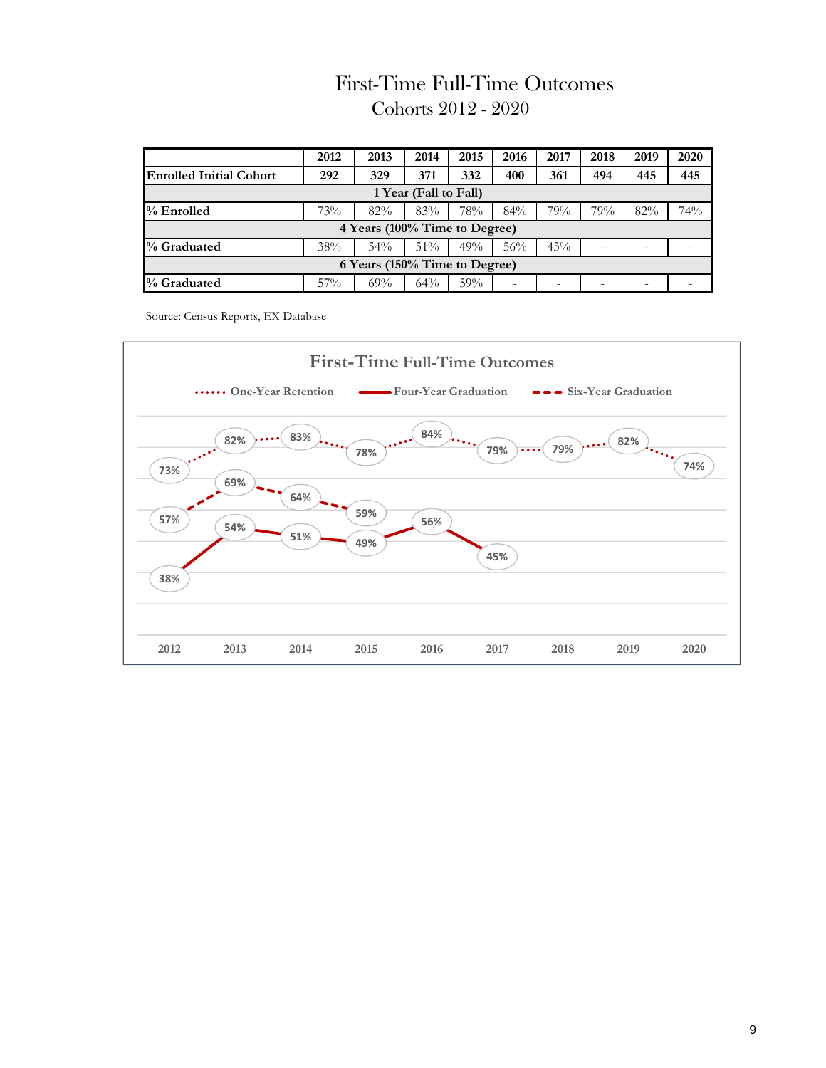# First-Time Full-Time Outcomes

## Cohorts 2012 - 2020

| | 2012 | 2013 | 2014 | 2015 | 2016 | 2017 | 2018 | 2019 | 2020 |
|---|---|---|---|---|---|---|---|---|---|
| **Enrolled Initial Cohort** | **292** | **329** | **371** | **332** | **400** | **361** | **494** | **445** | **445** |
| **1 Year (Fall to Fall)** | | | | | | | | | |
| **% Enrolled** | 73% | 82% | 83% | 78% | 84% | 79% | 79% | 82% | 74% |
| **4 Years (100% Time to Degree)** | | | | | | | | | |
| **% Graduated** | 38% | 54% | 51% | 49% | 56% | 45% | - | - | - |
| **6 Years (150% Time to Degree)** | | | | | | | | | |
| **% Graduated** | 57% | 69% | 64% | 59% | - | - | - | - | - |

Source: Census Reports, EX Database

**First-Time Full-Time Outcomes**

One-Year Retention — Four-Year Graduation — Six-Year Graduation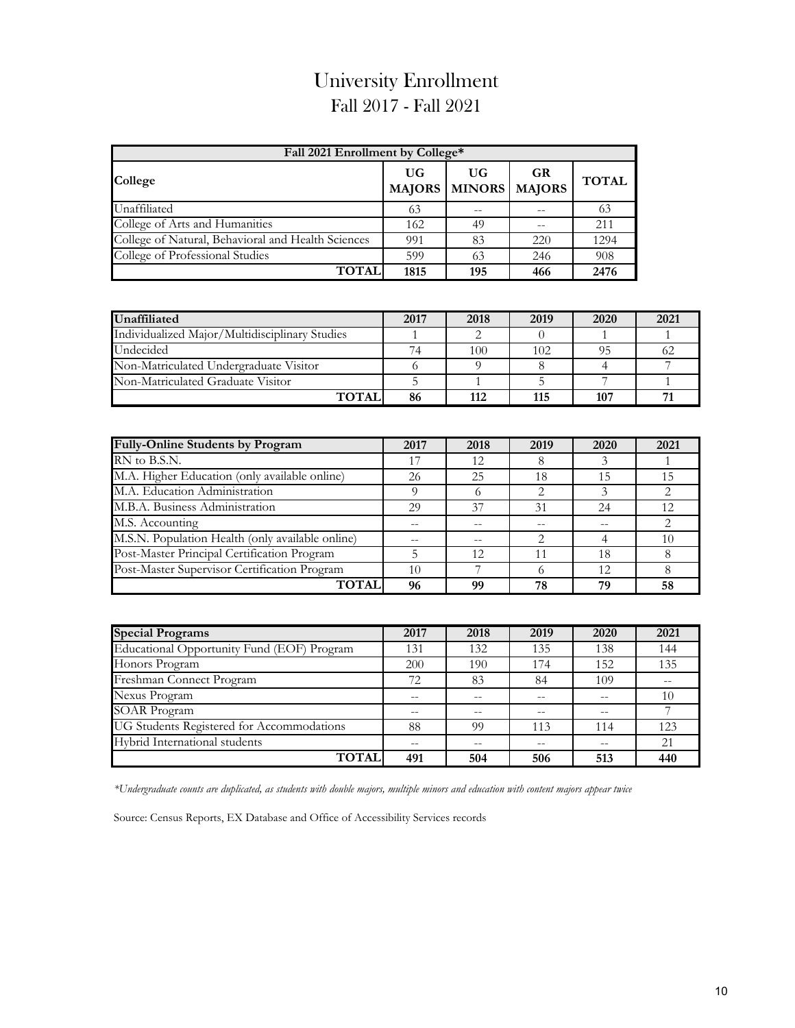# University Enrollment

## Fall 2017 - Fall 2021

| Fall 2021 Enrollment by College* | | | | |
|---|---|---|---|---|
| **College** | **UG MAJORS** | **UG MINORS** | **GR MAJORS** | **TOTAL** |
| Unaffiliated | 63 | -- | -- | 63 |
| College of Arts and Humanities | 162 | 49 | -- | 211 |
| College of Natural, Behavioral and Health Sciences | 991 | 83 | 220 | 1294 |
| College of Professional Studies | 599 | 63 | 246 | 908 |
| **TOTAL** | **1815** | **195** | **466** | **2476** |

| Unaffiliated | 2017 | 2018 | 2019 | 2020 | 2021 |
|---|---|---|---|---|---|
| Individualized Major/Multidisciplinary Studies | 1 | 2 | 0 | 1 | 1 |
| Undecided | 74 | 100 | 102 | 95 | 62 |
| Non-Matriculated Undergraduate Visitor | 6 | 9 | 8 | 4 | 7 |
| Non-Matriculated Graduate Visitor | 5 | 1 | 5 | 7 | 1 |
| **TOTAL** | **86** | **112** | **115** | **107** | **71** |

| Fully-Online Students by Program | 2017 | 2018 | 2019 | 2020 | 2021 |
|---|---|---|---|---|---|
| RN to B.S.N. | 17 | 12 | 8 | 3 | 1 |
| M.A. Higher Education (only available online) | 26 | 25 | 18 | 15 | 15 |
| M.A. Education Administration | 9 | 6 | 2 | 3 | 2 |
| M.B.A. Business Administration | 29 | 37 | 31 | 24 | 12 |
| M.S. Accounting | -- | -- | -- | -- | 2 |
| M.S.N. Population Health (only available online) | -- | -- | 2 | 4 | 10 |
| Post-Master Principal Certification Program | 5 | 12 | 11 | 18 | 8 |
| Post-Master Supervisor Certification Program | 10 | 7 | 6 | 12 | 8 |
| **TOTAL** | **96** | **99** | **78** | **79** | **58** |

| Special Programs | 2017 | 2018 | 2019 | 2020 | 2021 |
|---|---|---|---|---|---|
| Educational Opportunity Fund (EOF) Program | 131 | 132 | 135 | 138 | 144 |
| Honors Program | 200 | 190 | 174 | 152 | 135 |
| Freshman Connect Program | 72 | 83 | 84 | 109 | -- |
| Nexus Program | -- | -- | -- | -- | 10 |
| SOAR Program | -- | -- | -- | -- | 7 |
| UG Students Registered for Accommodations | 88 | 99 | 113 | 114 | 123 |
| Hybrid International students | -- | -- | -- | -- | 21 |
| **TOTAL** | **491** | **504** | **506** | **513** | **440** |

*\*Undergraduate counts are duplicated, as students with double majors, multiple minors and education with content majors appear twice*

Source: Census Reports, EX Database and Office of Accessibility Services records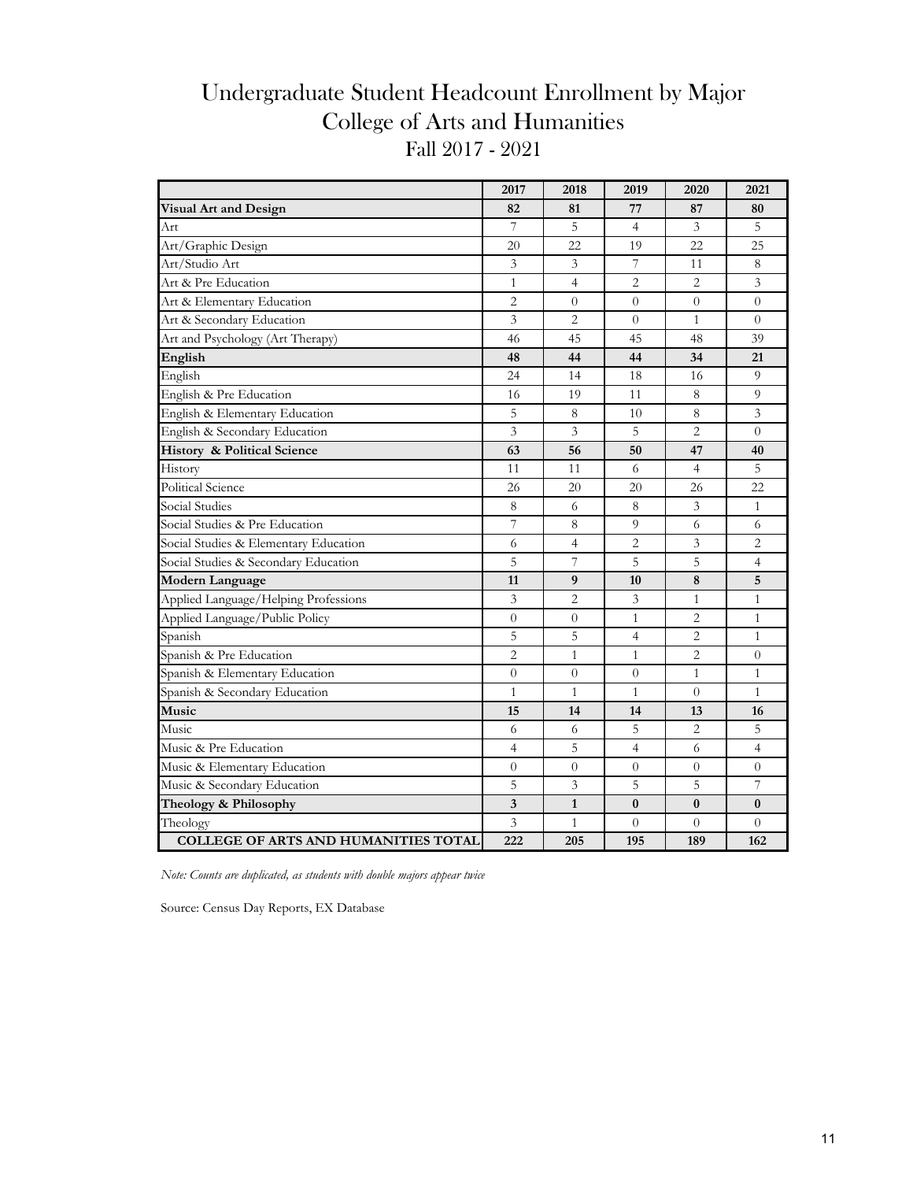# Undergraduate Student Headcount Enrollment by Major
## College of Arts and Humanities
### Fall 2017 - 2021

| | 2017 | 2018 | 2019 | 2020 | 2021 |
|---|---|---|---|---|---|
| **Visual Art and Design** | **82** | **81** | **77** | **87** | **80** |
| Art | 7 | 5 | 4 | 3 | 5 |
| Art/Graphic Design | 20 | 22 | 19 | 22 | 25 |
| Art/Studio Art | 3 | 3 | 7 | 11 | 8 |
| Art & Pre Education | 1 | 4 | 2 | 2 | 3 |
| Art & Elementary Education | 2 | 0 | 0 | 0 | 0 |
| Art & Secondary Education | 3 | 2 | 0 | 1 | 0 |
| Art and Psychology (Art Therapy) | 46 | 45 | 45 | 48 | 39 |
| **English** | **48** | **44** | **44** | **34** | **21** |
| English | 24 | 14 | 18 | 16 | 9 |
| English & Pre Education | 16 | 19 | 11 | 8 | 9 |
| English & Elementary Education | 5 | 8 | 10 | 8 | 3 |
| English & Secondary Education | 3 | 3 | 5 | 2 | 0 |
| **History & Political Science** | **63** | **56** | **50** | **47** | **40** |
| History | 11 | 11 | 6 | 4 | 5 |
| Political Science | 26 | 20 | 20 | 26 | 22 |
| Social Studies | 8 | 6 | 8 | 3 | 1 |
| Social Studies & Pre Education | 7 | 8 | 9 | 6 | 6 |
| Social Studies & Elementary Education | 6 | 4 | 2 | 3 | 2 |
| Social Studies & Secondary Education | 5 | 7 | 5 | 5 | 4 |
| **Modern Language** | **11** | **9** | **10** | **8** | **5** |
| Applied Language/Helping Professions | 3 | 2 | 3 | 1 | 1 |
| Applied Language/Public Policy | 0 | 0 | 1 | 2 | 1 |
| Spanish | 5 | 5 | 4 | 2 | 1 |
| Spanish & Pre Education | 2 | 1 | 1 | 2 | 0 |
| Spanish & Elementary Education | 0 | 0 | 0 | 1 | 1 |
| Spanish & Secondary Education | 1 | 1 | 1 | 0 | 1 |
| **Music** | **15** | **14** | **14** | **13** | **16** |
| Music | 6 | 6 | 5 | 2 | 5 |
| Music & Pre Education | 4 | 5 | 4 | 6 | 4 |
| Music & Elementary Education | 0 | 0 | 0 | 0 | 0 |
| Music & Secondary Education | 5 | 3 | 5 | 5 | 7 |
| **Theology & Philosophy** | **3** | **1** | **0** | **0** | **0** |
| Theology | 3 | 1 | 0 | 0 | 0 |
| **COLLEGE OF ARTS AND HUMANITIES TOTAL** | **222** | **205** | **195** | **189** | **162** |

*Note: Counts are duplicated, as students with double majors appear twice*

Source: Census Day Reports, EX Database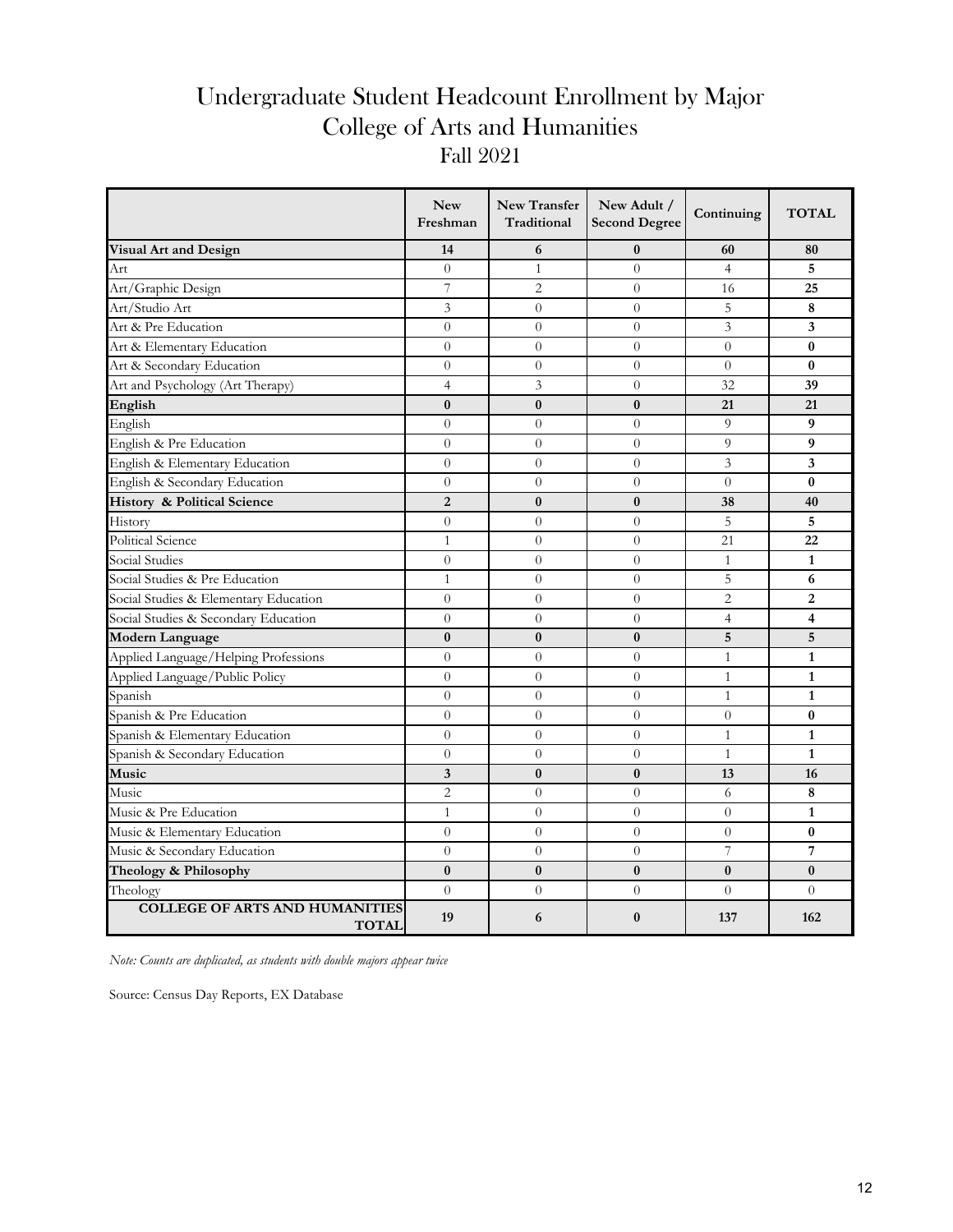# Undergraduate Student Headcount Enrollment by Major
## College of Arts and Humanities
### Fall 2021

| | New Freshman | New Transfer Traditional | New Adult / Second Degree | Continuing | TOTAL |
|---|---|---|---|---|---|
| **Visual Art and Design** | **14** | **6** | **0** | **60** | **80** |
| Art | 0 | 1 | 0 | 4 | **5** |
| Art/Graphic Design | 7 | 2 | 0 | 16 | **25** |
| Art/Studio Art | 3 | 0 | 0 | 5 | **8** |
| Art & Pre Education | 0 | 0 | 0 | 3 | **3** |
| Art & Elementary Education | 0 | 0 | 0 | 0 | **0** |
| Art & Secondary Education | 0 | 0 | 0 | 0 | **0** |
| Art and Psychology (Art Therapy) | 4 | 3 | 0 | 32 | **39** |
| **English** | **0** | **0** | **0** | **21** | **21** |
| English | 0 | 0 | 0 | 9 | **9** |
| English & Pre Education | 0 | 0 | 0 | 9 | **9** |
| English & Elementary Education | 0 | 0 | 0 | 3 | **3** |
| English & Secondary Education | 0 | 0 | 0 | 0 | **0** |
| **History & Political Science** | **2** | **0** | **0** | **38** | **40** |
| History | 0 | 0 | 0 | 5 | **5** |
| Political Science | 1 | 0 | 0 | 21 | **22** |
| Social Studies | 0 | 0 | 0 | 1 | **1** |
| Social Studies & Pre Education | 1 | 0 | 0 | 5 | **6** |
| Social Studies & Elementary Education | 0 | 0 | 0 | 2 | **2** |
| Social Studies & Secondary Education | 0 | 0 | 0 | 4 | **4** |
| **Modern Language** | **0** | **0** | **0** | **5** | **5** |
| Applied Language/Helping Professions | 0 | 0 | 0 | 1 | **1** |
| Applied Language/Public Policy | 0 | 0 | 0 | 1 | **1** |
| Spanish | 0 | 0 | 0 | 1 | **1** |
| Spanish & Pre Education | 0 | 0 | 0 | 0 | **0** |
| Spanish & Elementary Education | 0 | 0 | 0 | 1 | **1** |
| Spanish & Secondary Education | 0 | 0 | 0 | 1 | **1** |
| **Music** | **3** | **0** | **0** | **13** | **16** |
| Music | 2 | 0 | 0 | 6 | **8** |
| Music & Pre Education | 1 | 0 | 0 | 0 | **1** |
| Music & Elementary Education | 0 | 0 | 0 | 0 | **0** |
| Music & Secondary Education | 0 | 0 | 0 | 7 | **7** |
| **Theology & Philosophy** | **0** | **0** | **0** | **0** | **0** |
| Theology | 0 | 0 | 0 | 0 | 0 |
| **COLLEGE OF ARTS AND HUMANITIES TOTAL** | **19** | **6** | **0** | **137** | **162** |

*Note: Counts are duplicated, as students with double majors appear twice*

Source: Census Day Reports, EX Database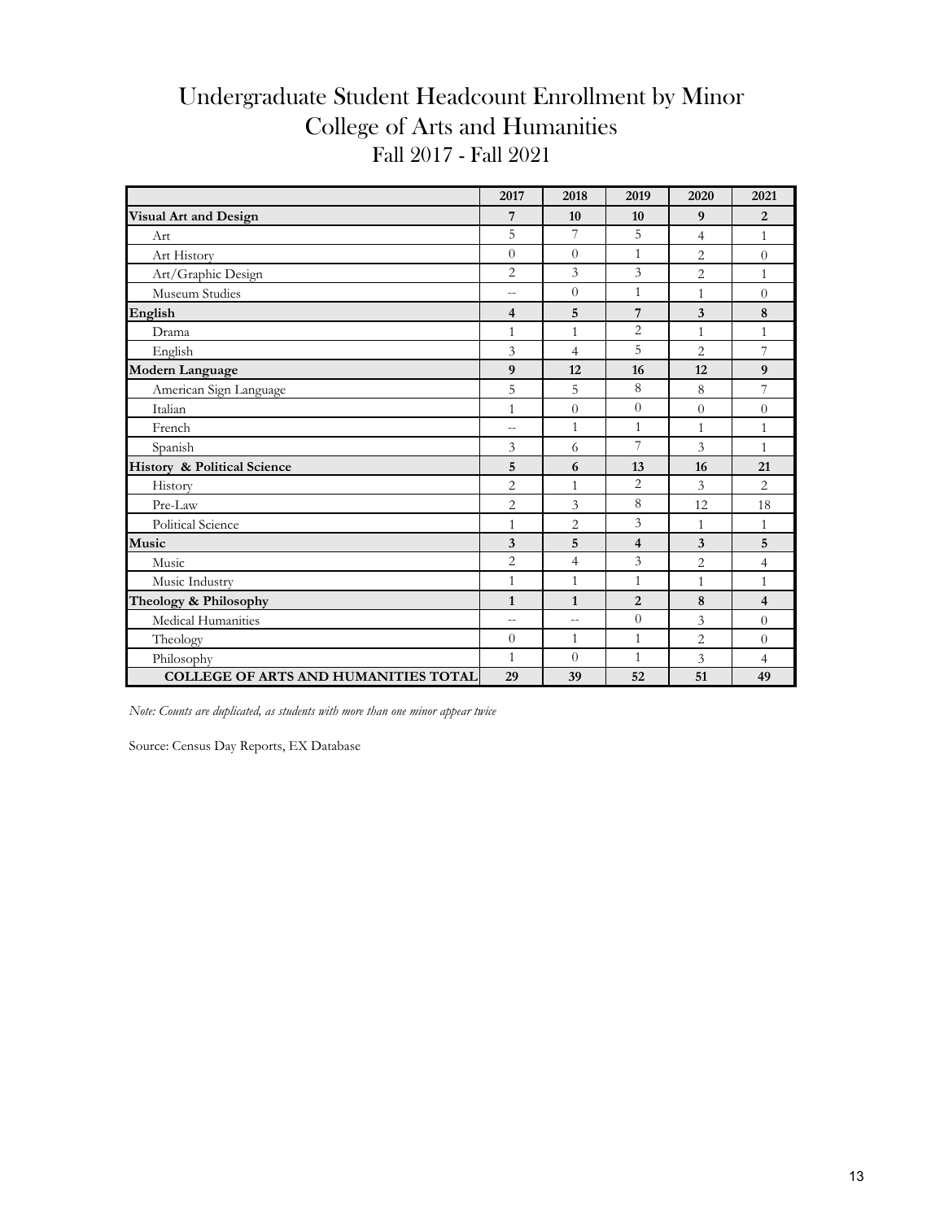# Undergraduate Student Headcount Enrollment by Minor
## College of Arts and Humanities
### Fall 2017 - Fall 2021

| | 2017 | 2018 | 2019 | 2020 | 2021 |
|---|---|---|---|---|---|
| **Visual Art and Design** | **7** | **10** | **10** | **9** | **2** |
| Art | 5 | 7 | 5 | 4 | 1 |
| Art History | 0 | 0 | 1 | 2 | 0 |
| Art/Graphic Design | 2 | 3 | 3 | 2 | 1 |
| Museum Studies | -- | 0 | 1 | 1 | 0 |
| **English** | **4** | **5** | **7** | **3** | **8** |
| Drama | 1 | 1 | 2 | 1 | 1 |
| English | 3 | 4 | 5 | 2 | 7 |
| **Modern Language** | **9** | **12** | **16** | **12** | **9** |
| American Sign Language | 5 | 5 | 8 | 8 | 7 |
| Italian | 1 | 0 | 0 | 0 | 0 |
| French | -- | 1 | 1 | 1 | 1 |
| Spanish | 3 | 6 | 7 | 3 | 1 |
| **History & Political Science** | **5** | **6** | **13** | **16** | **21** |
| History | 2 | 1 | 2 | 3 | 2 |
| Pre-Law | 2 | 3 | 8 | 12 | 18 |
| Political Science | 1 | 2 | 3 | 1 | 1 |
| **Music** | **3** | **5** | **4** | **3** | **5** |
| Music | 2 | 4 | 3 | 2 | 4 |
| Music Industry | 1 | 1 | 1 | 1 | 1 |
| **Theology & Philosophy** | **1** | **1** | **2** | **8** | **4** |
| Medical Humanities | -- | -- | 0 | 3 | 0 |
| Theology | 0 | 1 | 1 | 2 | 0 |
| Philosophy | 1 | 0 | 1 | 3 | 4 |
| **COLLEGE OF ARTS AND HUMANITIES TOTAL** | **29** | **39** | **52** | **51** | **49** |

*Note: Counts are duplicated, as students with more than one minor appear twice*

Source: Census Day Reports, EX Database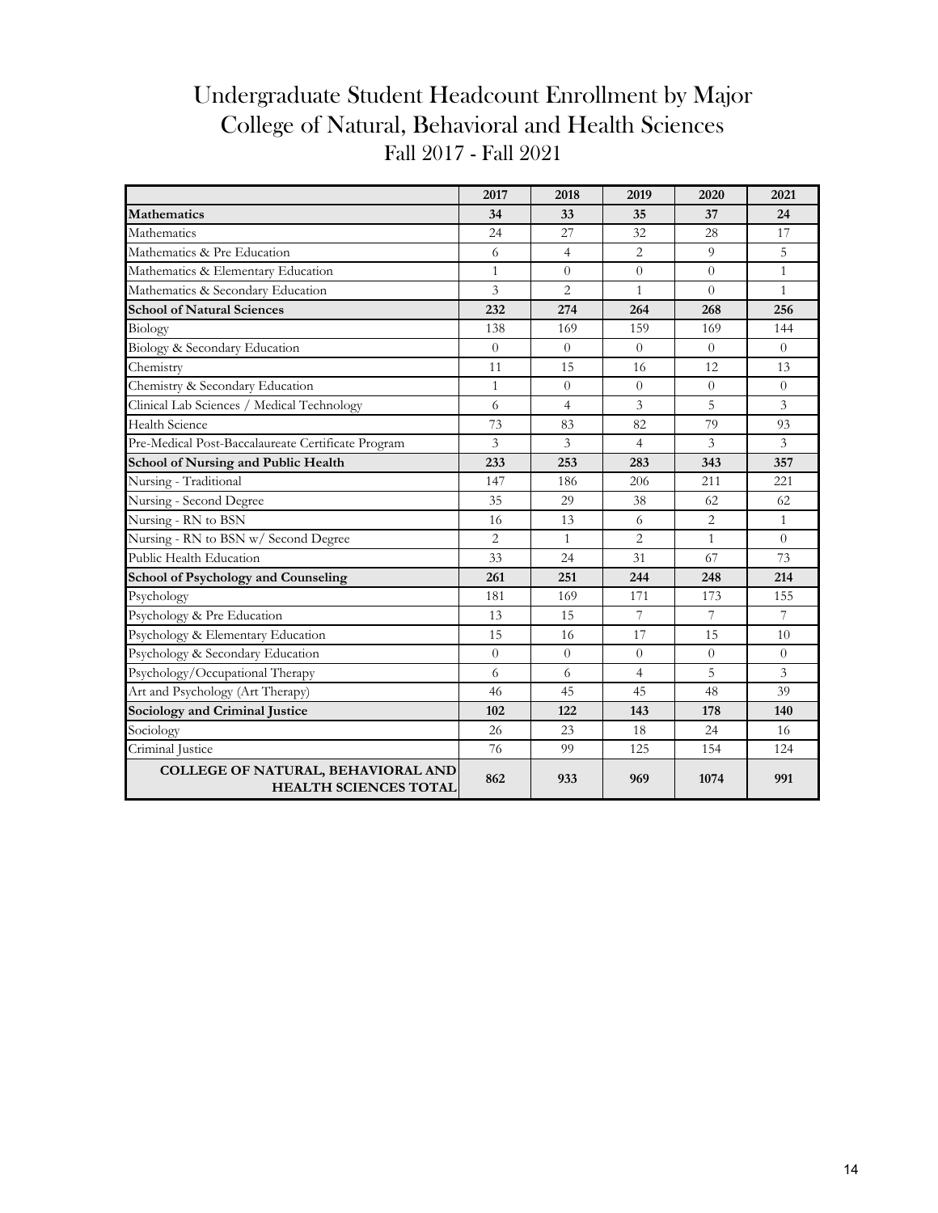# Undergraduate Student Headcount Enrollment by Major
## College of Natural, Behavioral and Health Sciences
### Fall 2017 - Fall 2021

| | 2017 | 2018 | 2019 | 2020 | 2021 |
|---|---|---|---|---|---|
| **Mathematics** | **34** | **33** | **35** | **37** | **24** |
| Mathematics | 24 | 27 | 32 | 28 | 17 |
| Mathematics & Pre Education | 6 | 4 | 2 | 9 | 5 |
| Mathematics & Elementary Education | 1 | 0 | 0 | 0 | 1 |
| Mathematics & Secondary Education | 3 | 2 | 1 | 0 | 1 |
| **School of Natural Sciences** | **232** | **274** | **264** | **268** | **256** |
| Biology | 138 | 169 | 159 | 169 | 144 |
| Biology & Secondary Education | 0 | 0 | 0 | 0 | 0 |
| Chemistry | 11 | 15 | 16 | 12 | 13 |
| Chemistry & Secondary Education | 1 | 0 | 0 | 0 | 0 |
| Clinical Lab Sciences / Medical Technology | 6 | 4 | 3 | 5 | 3 |
| Health Science | 73 | 83 | 82 | 79 | 93 |
| Pre-Medical Post-Baccalaureate Certificate Program | 3 | 3 | 4 | 3 | 3 |
| **School of Nursing and Public Health** | **233** | **253** | **283** | **343** | **357** |
| Nursing - Traditional | 147 | 186 | 206 | 211 | 221 |
| Nursing - Second Degree | 35 | 29 | 38 | 62 | 62 |
| Nursing - RN to BSN | 16 | 13 | 6 | 2 | 1 |
| Nursing - RN to BSN w/ Second Degree | 2 | 1 | 2 | 1 | 0 |
| Public Health Education | 33 | 24 | 31 | 67 | 73 |
| **School of Psychology and Counseling** | **261** | **251** | **244** | **248** | **214** |
| Psychology | 181 | 169 | 171 | 173 | 155 |
| Psychology & Pre Education | 13 | 15 | 7 | 7 | 7 |
| Psychology & Elementary Education | 15 | 16 | 17 | 15 | 10 |
| Psychology & Secondary Education | 0 | 0 | 0 | 0 | 0 |
| Psychology/Occupational Therapy | 6 | 6 | 4 | 5 | 3 |
| Art and Psychology (Art Therapy) | 46 | 45 | 45 | 48 | 39 |
| **Sociology and Criminal Justice** | **102** | **122** | **143** | **178** | **140** |
| Sociology | 26 | 23 | 18 | 24 | 16 |
| Criminal Justice | 76 | 99 | 125 | 154 | 124 |
| **COLLEGE OF NATURAL, BEHAVIORAL AND HEALTH SCIENCES TOTAL** | **862** | **933** | **969** | **1074** | **991** |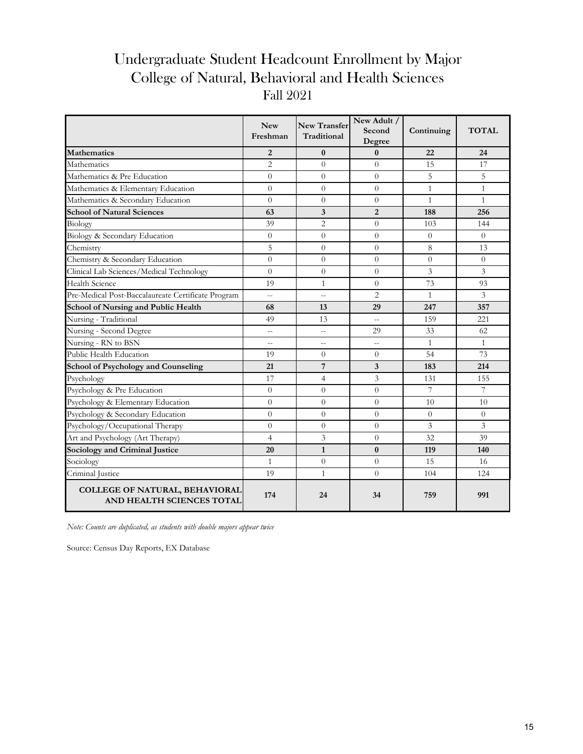# Undergraduate Student Headcount Enrollment by Major
## College of Natural, Behavioral and Health Sciences
### Fall 2021

| | New Freshman | New Transfer Traditional | New Adult / Second Degree | Continuing | TOTAL |
|---|---|---|---|---|---|
| **Mathematics** | **2** | **0** | **0** | **22** | **24** |
| Mathematics | 2 | 0 | 0 | 15 | 17 |
| Mathematics & Pre Education | 0 | 0 | 0 | 5 | 5 |
| Mathematics & Elementary Education | 0 | 0 | 0 | 1 | 1 |
| Mathematics & Secondary Education | 0 | 0 | 0 | 1 | 1 |
| **School of Natural Sciences** | **63** | **3** | **2** | **188** | **256** |
| Biology | 39 | 2 | 0 | 103 | 144 |
| Biology & Secondary Education | 0 | 0 | 0 | 0 | 0 |
| Chemistry | 5 | 0 | 0 | 8 | 13 |
| Chemistry & Secondary Education | 0 | 0 | 0 | 0 | 0 |
| Clinical Lab Sciences/Medical Technology | 0 | 0 | 0 | 3 | 3 |
| Health Science | 19 | 1 | 0 | 73 | 93 |
| Pre-Medical Post-Baccalaureate Certificate Program | -- | -- | 2 | 1 | 3 |
| **School of Nursing and Public Health** | **68** | **13** | **29** | **247** | **357** |
| Nursing - Traditional | 49 | 13 | -- | 159 | 221 |
| Nursing - Second Degree | -- | -- | 29 | 33 | 62 |
| Nursing - RN to BSN | -- | -- | -- | 1 | 1 |
| Public Health Education | 19 | 0 | 0 | 54 | 73 |
| **School of Psychology and Counseling** | **21** | **7** | **3** | **183** | **214** |
| Psychology | 17 | 4 | 3 | 131 | 155 |
| Psychology & Pre Education | 0 | 0 | 0 | 7 | 7 |
| Psychology & Elementary Education | 0 | 0 | 0 | 10 | 10 |
| Psychology & Secondary Education | 0 | 0 | 0 | 0 | 0 |
| Psychology/Occupational Therapy | 0 | 0 | 0 | 3 | 3 |
| Art and Psychology (Art Therapy) | 4 | 3 | 0 | 32 | 39 |
| **Sociology and Criminal Justice** | **20** | **1** | **0** | **119** | **140** |
| Sociology | 1 | 0 | 0 | 15 | 16 |
| Criminal Justice | 19 | 1 | 0 | 104 | 124 |
| **COLLEGE OF NATURAL, BEHAVIORAL AND HEALTH SCIENCES TOTAL** | **174** | **24** | **34** | **759** | **991** |

*Note: Counts are duplicated, as students with double majors appear twice*

Source: Census Day Reports, EX Database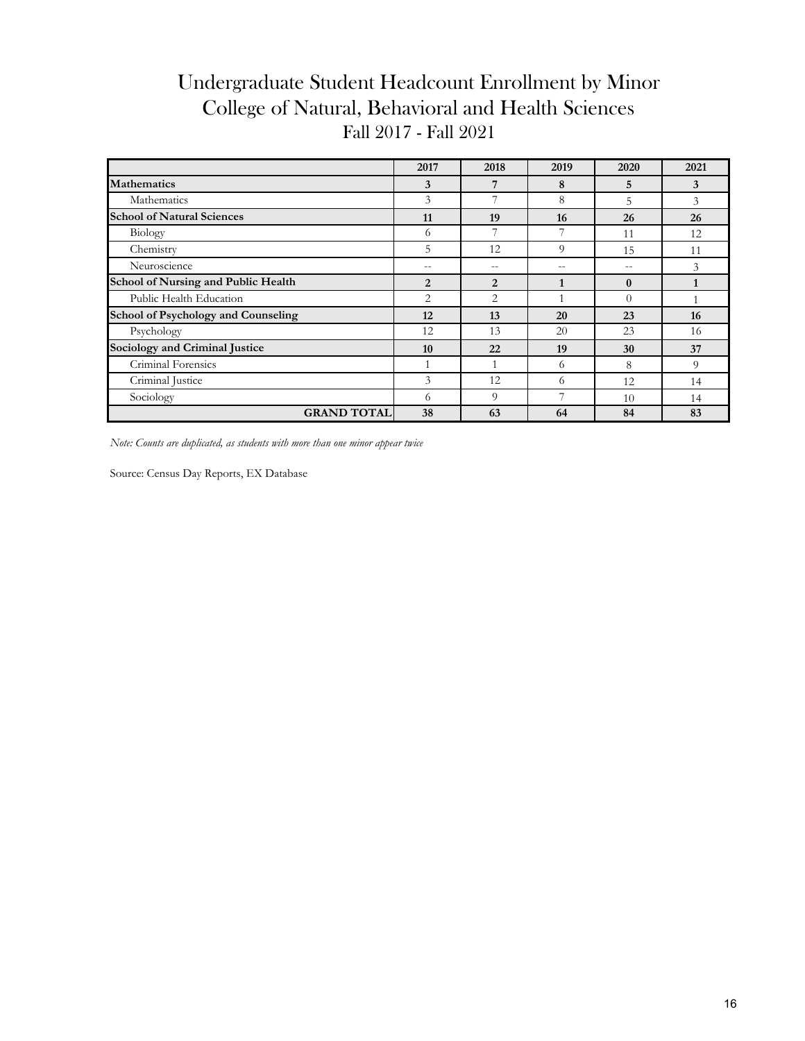# Undergraduate Student Headcount Enrollment by Minor
## College of Natural, Behavioral and Health Sciences
### Fall 2017 - Fall 2021

| | 2017 | 2018 | 2019 | 2020 | 2021 |
|---|---|---|---|---|---|
| **Mathematics** | **3** | **7** | **8** | **5** | **3** |
| Mathematics | 3 | 7 | 8 | 5 | 3 |
| **School of Natural Sciences** | **11** | **19** | **16** | **26** | **26** |
| Biology | 6 | 7 | 7 | 11 | 12 |
| Chemistry | 5 | 12 | 9 | 15 | 11 |
| Neuroscience | -- | -- | -- | -- | 3 |
| **School of Nursing and Public Health** | **2** | **2** | **1** | **0** | **1** |
| Public Health Education | 2 | 2 | 1 | 0 | 1 |
| **School of Psychology and Counseling** | **12** | **13** | **20** | **23** | **16** |
| Psychology | 12 | 13 | 20 | 23 | 16 |
| **Sociology and Criminal Justice** | **10** | **22** | **19** | **30** | **37** |
| Criminal Forensics | 1 | 1 | 6 | 8 | 9 |
| Criminal Justice | 3 | 12 | 6 | 12 | 14 |
| Sociology | 6 | 9 | 7 | 10 | 14 |
| **GRAND TOTAL** | **38** | **63** | **64** | **84** | **83** |

*Note: Counts are duplicated, as students with more than one minor appear twice*

Source: Census Day Reports, EX Database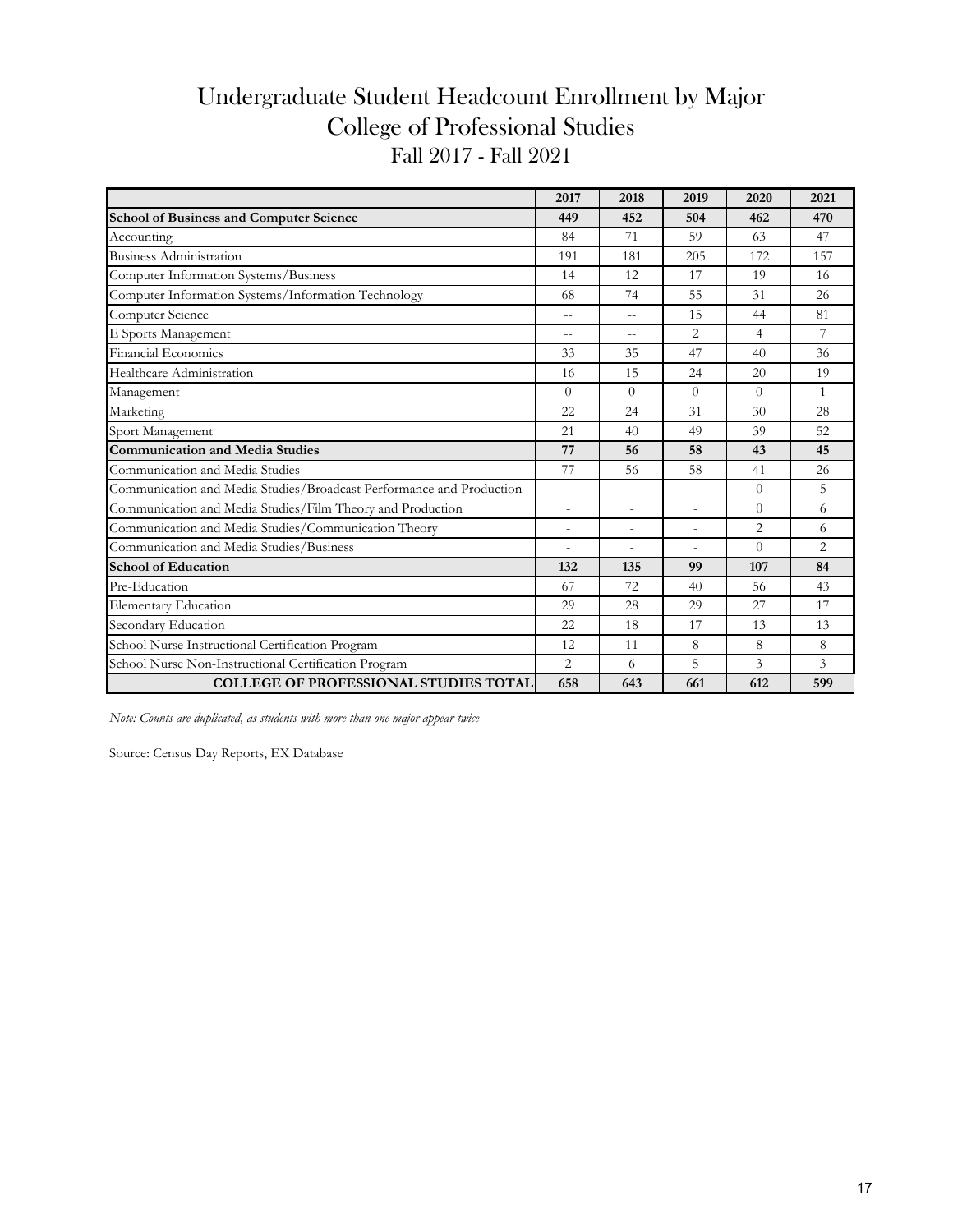# Undergraduate Student Headcount Enrollment by Major
## College of Professional Studies
### Fall 2017 - Fall 2021

| | 2017 | 2018 | 2019 | 2020 | 2021 |
|---|---|---|---|---|---|
| **School of Business and Computer Science** | **449** | **452** | **504** | **462** | **470** |
| Accounting | 84 | 71 | 59 | 63 | 47 |
| Business Administration | 191 | 181 | 205 | 172 | 157 |
| Computer Information Systems/Business | 14 | 12 | 17 | 19 | 16 |
| Computer Information Systems/Information Technology | 68 | 74 | 55 | 31 | 26 |
| Computer Science | -- | -- | 15 | 44 | 81 |
| E Sports Management | -- | -- | 2 | 4 | 7 |
| Financial Economics | 33 | 35 | 47 | 40 | 36 |
| Healthcare Administration | 16 | 15 | 24 | 20 | 19 |
| Management | 0 | 0 | 0 | 0 | 1 |
| Marketing | 22 | 24 | 31 | 30 | 28 |
| Sport Management | 21 | 40 | 49 | 39 | 52 |
| **Communication and Media Studies** | **77** | **56** | **58** | **43** | **45** |
| Communication and Media Studies | 77 | 56 | 58 | 41 | 26 |
| Communication and Media Studies/Broadcast Performance and Production | - | - | - | 0 | 5 |
| Communication and Media Studies/Film Theory and Production | - | - | - | 0 | 6 |
| Communication and Media Studies/Communication Theory | - | - | - | 2 | 6 |
| Communication and Media Studies/Business | - | - | - | 0 | 2 |
| **School of Education** | **132** | **135** | **99** | **107** | **84** |
| Pre-Education | 67 | 72 | 40 | 56 | 43 |
| Elementary Education | 29 | 28 | 29 | 27 | 17 |
| Secondary Education | 22 | 18 | 17 | 13 | 13 |
| School Nurse Instructional Certification Program | 12 | 11 | 8 | 8 | 8 |
| School Nurse Non-Instructional Certification Program | 2 | 6 | 5 | 3 | 3 |
| **COLLEGE OF PROFESSIONAL STUDIES TOTAL** | **658** | **643** | **661** | **612** | **599** |

*Note: Counts are duplicated, as students with more than one major appear twice*

Source: Census Day Reports, EX Database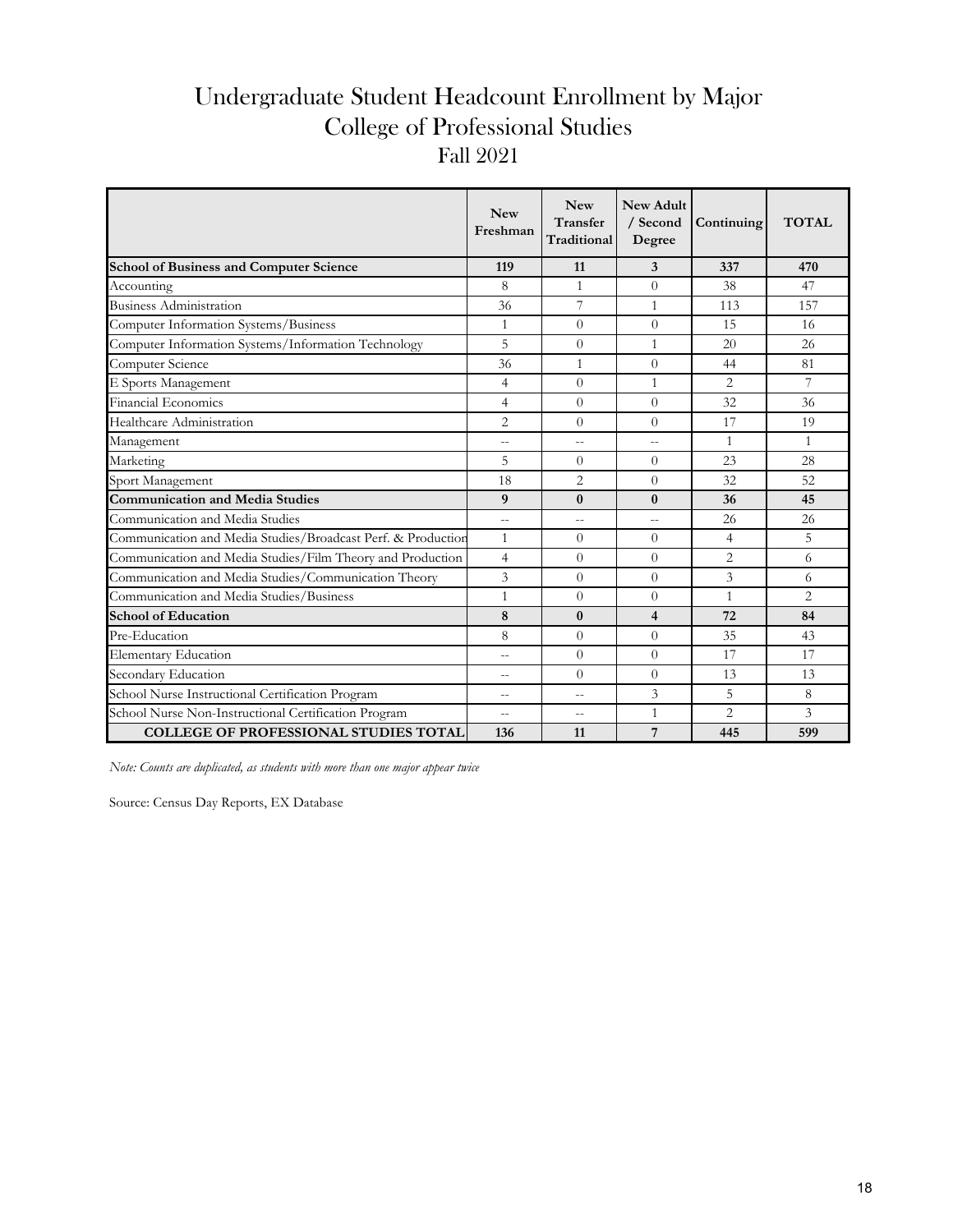# Undergraduate Student Headcount Enrollment by Major
## College of Professional Studies
### Fall 2021

| | New Freshman | New Transfer Traditional | New Adult / Second Degree | Continuing | TOTAL |
|---|---|---|---|---|---|
| **School of Business and Computer Science** | **119** | **11** | **3** | **337** | **470** |
| Accounting | 8 | 1 | 0 | 38 | 47 |
| Business Administration | 36 | 7 | 1 | 113 | 157 |
| Computer Information Systems/Business | 1 | 0 | 0 | 15 | 16 |
| Computer Information Systems/Information Technology | 5 | 0 | 1 | 20 | 26 |
| Computer Science | 36 | 1 | 0 | 44 | 81 |
| E Sports Management | 4 | 0 | 1 | 2 | 7 |
| Financial Economics | 4 | 0 | 0 | 32 | 36 |
| Healthcare Administration | 2 | 0 | 0 | 17 | 19 |
| Management | -- | -- | -- | 1 | 1 |
| Marketing | 5 | 0 | 0 | 23 | 28 |
| Sport Management | 18 | 2 | 0 | 32 | 52 |
| **Communication and Media Studies** | **9** | **0** | **0** | **36** | **45** |
| Communication and Media Studies | -- | -- | -- | 26 | 26 |
| Communication and Media Studies/Broadcast Perf. & Production | 1 | 0 | 0 | 4 | 5 |
| Communication and Media Studies/Film Theory and Production | 4 | 0 | 0 | 2 | 6 |
| Communication and Media Studies/Communication Theory | 3 | 0 | 0 | 3 | 6 |
| Communication and Media Studies/Business | 1 | 0 | 0 | 1 | 2 |
| **School of Education** | **8** | **0** | **4** | **72** | **84** |
| Pre-Education | 8 | 0 | 0 | 35 | 43 |
| Elementary Education | -- | 0 | 0 | 17 | 17 |
| Secondary Education | -- | 0 | 0 | 13 | 13 |
| School Nurse Instructional Certification Program | -- | -- | 3 | 5 | 8 |
| School Nurse Non-Instructional Certification Program | -- | -- | 1 | 2 | 3 |
| **COLLEGE OF PROFESSIONAL STUDIES TOTAL** | **136** | **11** | **7** | **445** | **599** |

*Note: Counts are duplicated, as students with more than one major appear twice*

Source: Census Day Reports, EX Database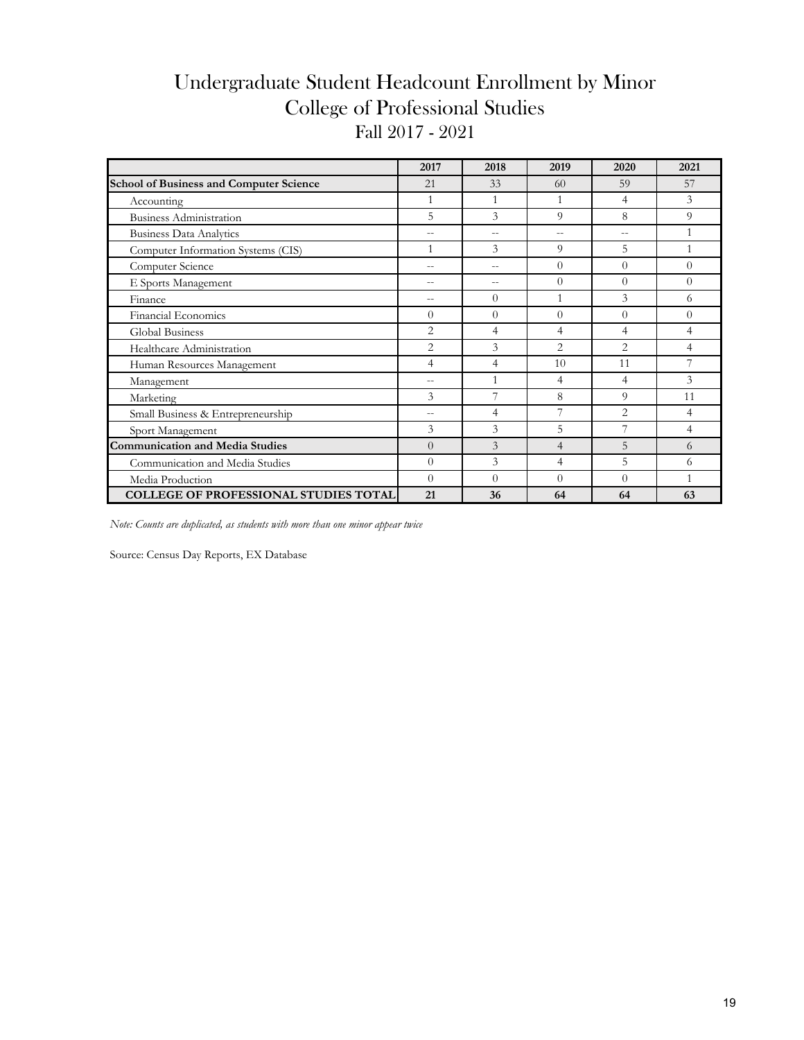# Undergraduate Student Headcount Enrollment by Minor
## College of Professional Studies
### Fall 2017 - 2021

| | 2017 | 2018 | 2019 | 2020 | 2021 |
|---|---|---|---|---|---|
| **School of Business and Computer Science** | 21 | 33 | 60 | 59 | 57 |
| Accounting | 1 | 1 | 1 | 4 | 3 |
| Business Administration | 5 | 3 | 9 | 8 | 9 |
| Business Data Analytics | -- | -- | -- | -- | 1 |
| Computer Information Systems (CIS) | 1 | 3 | 9 | 5 | 1 |
| Computer Science | -- | -- | 0 | 0 | 0 |
| E Sports Management | -- | -- | 0 | 0 | 0 |
| Finance | -- | 0 | 1 | 3 | 6 |
| Financial Economics | 0 | 0 | 0 | 0 | 0 |
| Global Business | 2 | 4 | 4 | 4 | 4 |
| Healthcare Administration | 2 | 3 | 2 | 2 | 4 |
| Human Resources Management | 4 | 4 | 10 | 11 | 7 |
| Management | -- | 1 | 4 | 4 | 3 |
| Marketing | 3 | 7 | 8 | 9 | 11 |
| Small Business & Entrepreneurship | -- | 4 | 7 | 2 | 4 |
| Sport Management | 3 | 3 | 5 | 7 | 4 |
| **Communication and Media Studies** | 0 | 3 | 4 | 5 | 6 |
| Communication and Media Studies | 0 | 3 | 4 | 5 | 6 |
| Media Production | 0 | 0 | 0 | 0 | 1 |
| **COLLEGE OF PROFESSIONAL STUDIES TOTAL** | **21** | **36** | **64** | **64** | **63** |

*Note: Counts are duplicated, as students with more than one minor appear twice*

Source: Census Day Reports, EX Database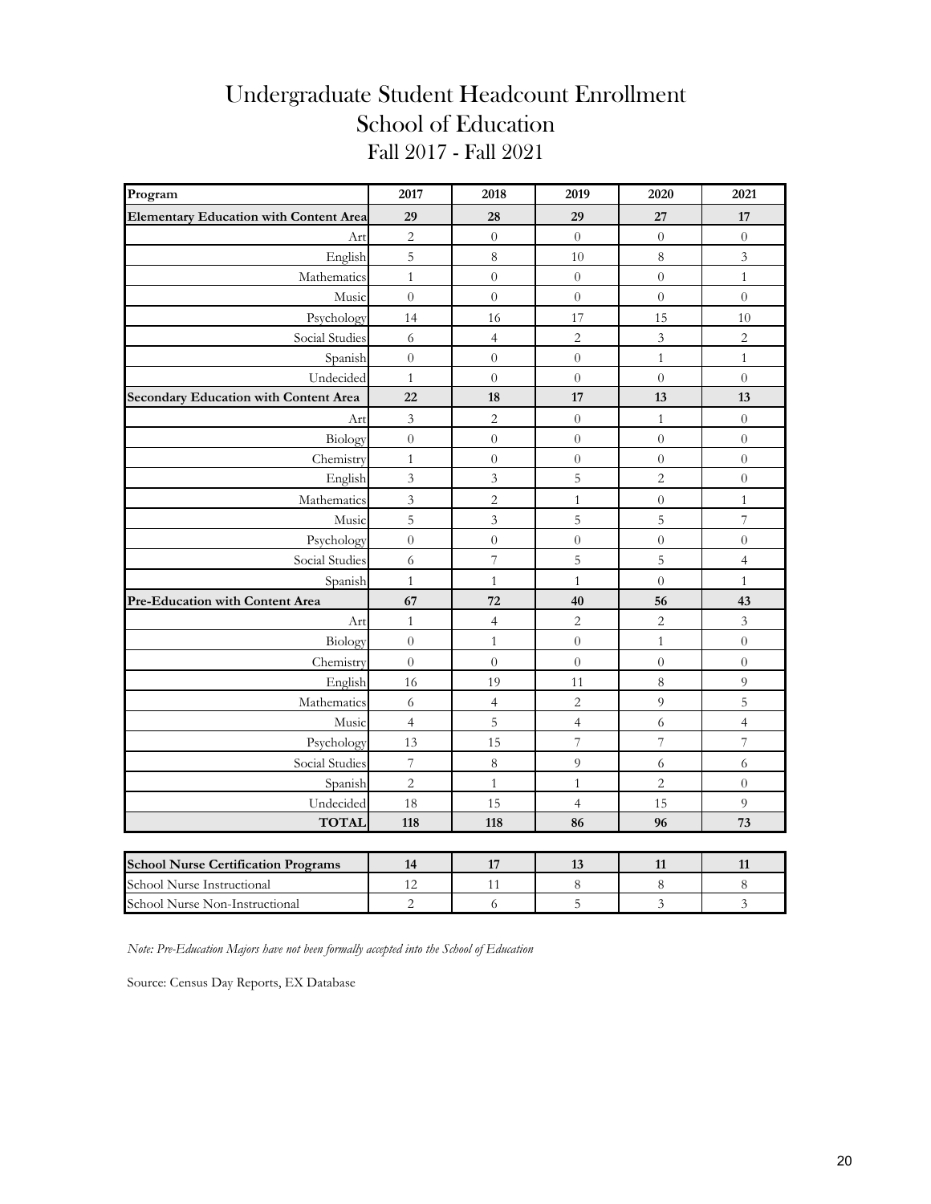# Undergraduate Student Headcount Enrollment
## School of Education
### Fall 2017 - Fall 2021

| Program | 2017 | 2018 | 2019 | 2020 | 2021 |
|---|---|---|---|---|---|
| **Elementary Education with Content Area** | **29** | **28** | **29** | **27** | **17** |
| Art | 2 | 0 | 0 | 0 | 0 |
| English | 5 | 8 | 10 | 8 | 3 |
| Mathematics | 1 | 0 | 0 | 0 | 1 |
| Music | 0 | 0 | 0 | 0 | 0 |
| Psychology | 14 | 16 | 17 | 15 | 10 |
| Social Studies | 6 | 4 | 2 | 3 | 2 |
| Spanish | 0 | 0 | 0 | 1 | 1 |
| Undecided | 1 | 0 | 0 | 0 | 0 |
| **Secondary Education with Content Area** | **22** | **18** | **17** | **13** | **13** |
| Art | 3 | 2 | 0 | 1 | 0 |
| Biology | 0 | 0 | 0 | 0 | 0 |
| Chemistry | 1 | 0 | 0 | 0 | 0 |
| English | 3 | 3 | 5 | 2 | 0 |
| Mathematics | 3 | 2 | 1 | 0 | 1 |
| Music | 5 | 3 | 5 | 5 | 7 |
| Psychology | 0 | 0 | 0 | 0 | 0 |
| Social Studies | 6 | 7 | 5 | 5 | 4 |
| Spanish | 1 | 1 | 1 | 0 | 1 |
| **Pre-Education with Content Area** | **67** | **72** | **40** | **56** | **43** |
| Art | 1 | 4 | 2 | 2 | 3 |
| Biology | 0 | 1 | 0 | 1 | 0 |
| Chemistry | 0 | 0 | 0 | 0 | 0 |
| English | 16 | 19 | 11 | 8 | 9 |
| Mathematics | 6 | 4 | 2 | 9 | 5 |
| Music | 4 | 5 | 4 | 6 | 4 |
| Psychology | 13 | 15 | 7 | 7 | 7 |
| Social Studies | 7 | 8 | 9 | 6 | 6 |
| Spanish | 2 | 1 | 1 | 2 | 0 |
| Undecided | 18 | 15 | 4 | 15 | 9 |
| **TOTAL** | **118** | **118** | **86** | **96** | **73** |

| Program | 2017 | 2018 | 2019 | 2020 | 2021 |
|---|---|---|---|---|---|
| **School Nurse Certification Programs** | **14** | **17** | **13** | **11** | **11** |
| School Nurse Instructional | 12 | 11 | 8 | 8 | 8 |
| School Nurse Non-Instructional | 2 | 6 | 5 | 3 | 3 |

*Note: Pre-Education Majors have not been formally accepted into the School of Education*

Source: Census Day Reports, EX Database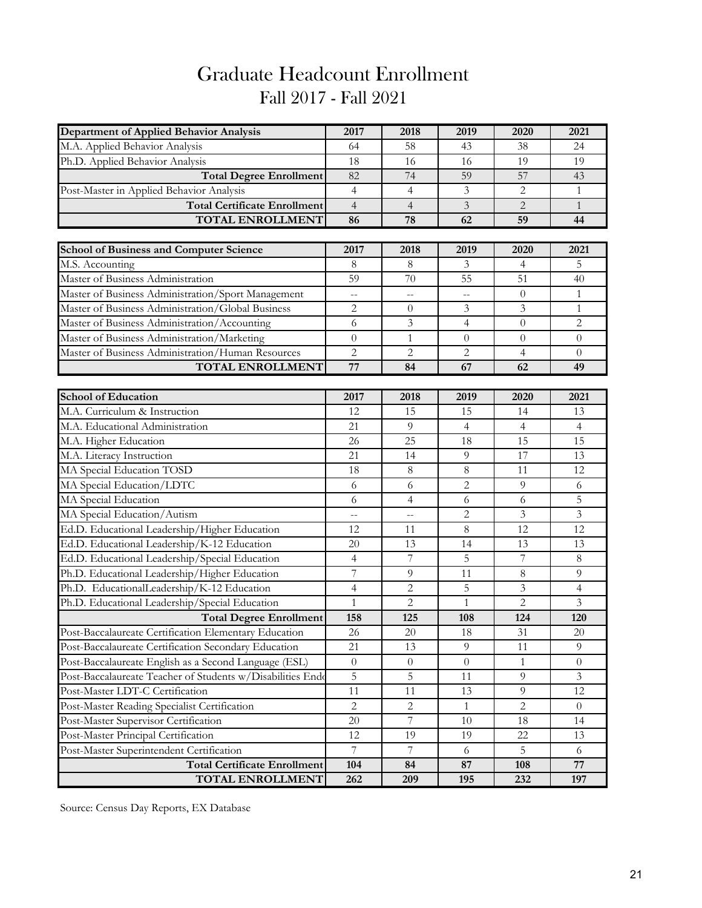# Graduate Headcount Enrollment

## Fall 2017 - Fall 2021

| Department of Applied Behavior Analysis | 2017 | 2018 | 2019 | 2020 | 2021 |
|---|---|---|---|---|---|
| M.A. Applied Behavior Analysis | 64 | 58 | 43 | 38 | 24 |
| Ph.D. Applied Behavior Analysis | 18 | 16 | 16 | 19 | 19 |
| **Total Degree Enrollment** | 82 | 74 | 59 | 57 | 43 |
| Post-Master in Applied Behavior Analysis | 4 | 4 | 3 | 2 | 1 |
| **Total Certificate Enrollment** | 4 | 4 | 3 | 2 | 1 |
| **TOTAL ENROLLMENT** | **86** | **78** | **62** | **59** | **44** |

| School of Business and Computer Science | 2017 | 2018 | 2019 | 2020 | 2021 |
|---|---|---|---|---|---|
| M.S. Accounting | 8 | 8 | 3 | 4 | 5 |
| Master of Business Administration | 59 | 70 | 55 | 51 | 40 |
| Master of Business Administration/Sport Management | -- | -- | -- | 0 | 1 |
| Master of Business Administration/Global Business | 2 | 0 | 3 | 3 | 1 |
| Master of Business Administration/Accounting | 6 | 3 | 4 | 0 | 2 |
| Master of Business Administration/Marketing | 0 | 1 | 0 | 0 | 0 |
| Master of Business Administration/Human Resources | 2 | 2 | 2 | 4 | 0 |
| **TOTAL ENROLLMENT** | **77** | **84** | **67** | **62** | **49** |

| School of Education | 2017 | 2018 | 2019 | 2020 | 2021 |
|---|---|---|---|---|---|
| M.A. Curriculum & Instruction | 12 | 15 | 15 | 14 | 13 |
| M.A. Educational Administration | 21 | 9 | 4 | 4 | 4 |
| M.A. Higher Education | 26 | 25 | 18 | 15 | 15 |
| M.A. Literacy Instruction | 21 | 14 | 9 | 17 | 13 |
| MA Special Education TOSD | 18 | 8 | 8 | 11 | 12 |
| MA Special Education/LDTC | 6 | 6 | 2 | 9 | 6 |
| MA Special Education | 6 | 4 | 6 | 6 | 5 |
| MA Special Education/Autism | -- | -- | 2 | 3 | 3 |
| Ed.D. Educational Leadership/Higher Education | 12 | 11 | 8 | 12 | 12 |
| Ed.D. Educational Leadership/K-12 Education | 20 | 13 | 14 | 13 | 13 |
| Ed.D. Educational Leadership/Special Education | 4 | 7 | 5 | 7 | 8 |
| Ph.D. Educational Leadership/Higher Education | 7 | 9 | 11 | 8 | 9 |
| Ph.D. EducationalLeadership/K-12 Education | 4 | 2 | 5 | 3 | 4 |
| Ph.D. Educational Leadership/Special Education | 1 | 2 | 1 | 2 | 3 |
| **Total Degree Enrollment** | **158** | **125** | **108** | **124** | **120** |
| Post-Baccalaureate Certification Elementary Education | 26 | 20 | 18 | 31 | 20 |
| Post-Baccalaureate Certification Secondary Education | 21 | 13 | 9 | 11 | 9 |
| Post-Baccalaureate English as a Second Language (ESL) | 0 | 0 | 0 | 1 | 0 |
| Post-Baccalaureate Teacher of Students w/Disabilities End | 5 | 5 | 11 | 9 | 3 |
| Post-Master LDT-C Certification | 11 | 11 | 13 | 9 | 12 |
| Post-Master Reading Specialist Certification | 2 | 2 | 1 | 2 | 0 |
| Post-Master Supervisor Certification | 20 | 7 | 10 | 18 | 14 |
| Post-Master Principal Certification | 12 | 19 | 19 | 22 | 13 |
| Post-Master Superintendent Certification | 7 | 7 | 6 | 5 | 6 |
| **Total Certificate Enrollment** | **104** | **84** | **87** | **108** | **77** |
| **TOTAL ENROLLMENT** | **262** | **209** | **195** | **232** | **197** |

Source: Census Day Reports, EX Database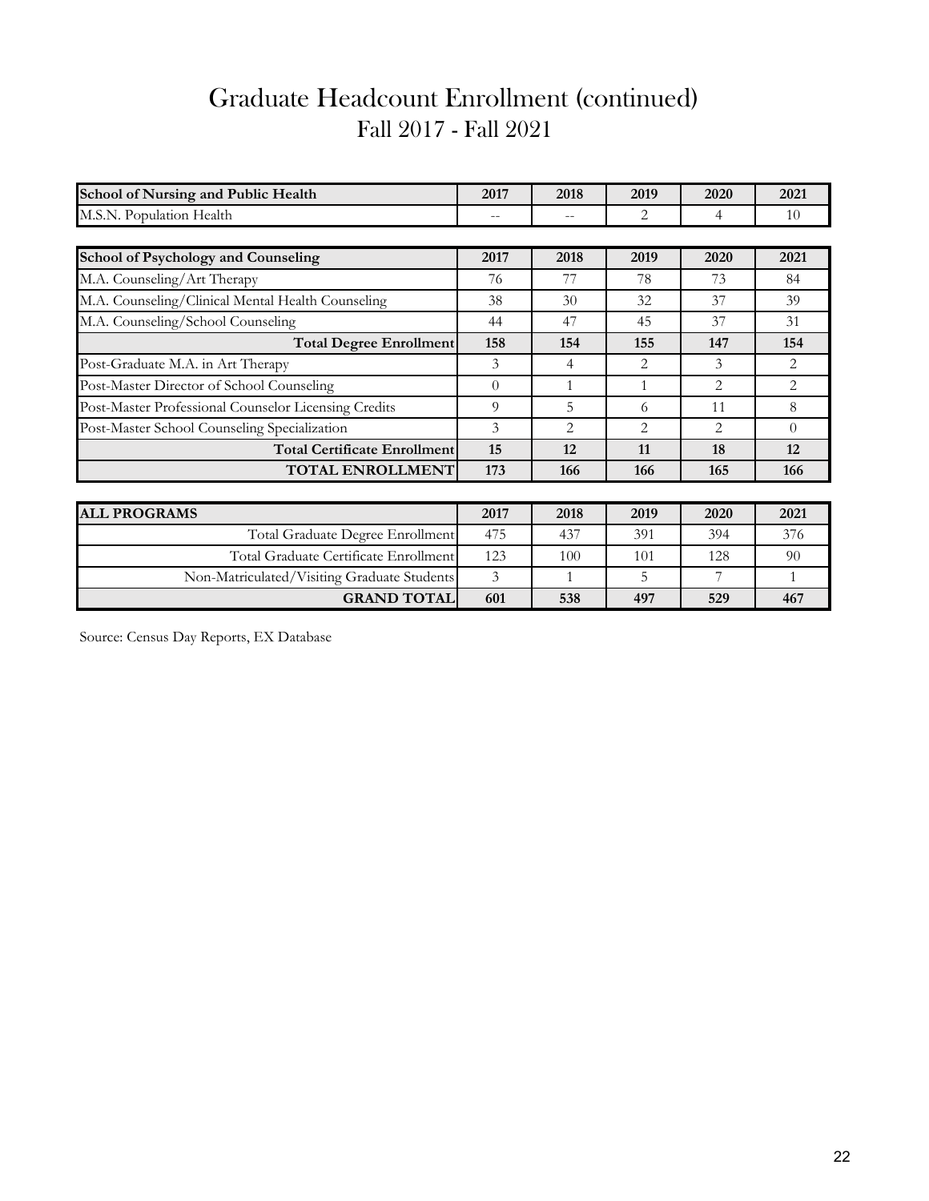# Graduate Headcount Enrollment (continued)

## Fall 2017 - Fall 2021

| School of Nursing and Public Health | 2017 | 2018 | 2019 | 2020 | 2021 |
|---|---|---|---|---|---|
| M.S.N. Population Health | -- | -- | 2 | 4 | 10 |

| School of Psychology and Counseling | 2017 | 2018 | 2019 | 2020 | 2021 |
|---|---|---|---|---|---|
| M.A. Counseling/Art Therapy | 76 | 77 | 78 | 73 | 84 |
| M.A. Counseling/Clinical Mental Health Counseling | 38 | 30 | 32 | 37 | 39 |
| M.A. Counseling/School Counseling | 44 | 47 | 45 | 37 | 31 |
| **Total Degree Enrollment** | **158** | **154** | **155** | **147** | **154** |
| Post-Graduate M.A. in Art Therapy | 3 | 4 | 2 | 3 | 2 |
| Post-Master Director of School Counseling | 0 | 1 | 1 | 2 | 2 |
| Post-Master Professional Counselor Licensing Credits | 9 | 5 | 6 | 11 | 8 |
| Post-Master School Counseling Specialization | 3 | 2 | 2 | 2 | 0 |
| **Total Certificate Enrollment** | **15** | **12** | **11** | **18** | **12** |
| **TOTAL ENROLLMENT** | **173** | **166** | **166** | **165** | **166** |

| ALL PROGRAMS | 2017 | 2018 | 2019 | 2020 | 2021 |
|---|---|---|---|---|---|
| Total Graduate Degree Enrollment | 475 | 437 | 391 | 394 | 376 |
| Total Graduate Certificate Enrollment | 123 | 100 | 101 | 128 | 90 |
| Non-Matriculated/Visiting Graduate Students | 3 | 1 | 5 | 7 | 1 |
| **GRAND TOTAL** | **601** | **538** | **497** | **529** | **467** |

Source: Census Day Reports, EX Database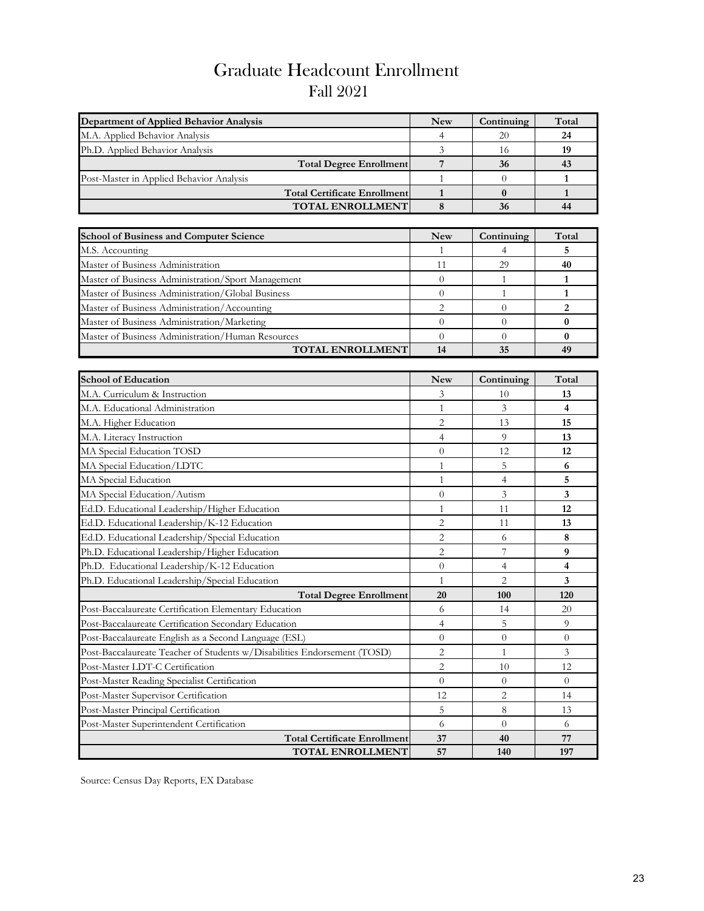# Graduate Headcount Enrollment
## Fall 2021

| Department of Applied Behavior Analysis | New | Continuing | Total |
|---|---|---|---|
| M.A. Applied Behavior Analysis | 4 | 20 | **24** |
| Ph.D. Applied Behavior Analysis | 3 | 16 | **19** |
| **Total Degree Enrollment** | **7** | **36** | **43** |
| Post-Master in Applied Behavior Analysis | 1 | 0 | **1** |
| **Total Certificate Enrollment** | **1** | **0** | **1** |
| **TOTAL ENROLLMENT** | **8** | **36** | **44** |

| School of Business and Computer Science | New | Continuing | Total |
|---|---|---|---|
| M.S. Accounting | 1 | 4 | **5** |
| Master of Business Administration | 11 | 29 | **40** |
| Master of Business Administration/Sport Management | 0 | 1 | **1** |
| Master of Business Administration/Global Business | 0 | 1 | **1** |
| Master of Business Administration/Accounting | 2 | 0 | **2** |
| Master of Business Administration/Marketing | 0 | 0 | **0** |
| Master of Business Administration/Human Resources | 0 | 0 | **0** |
| **TOTAL ENROLLMENT** | **14** | **35** | **49** |

| School of Education | New | Continuing | Total |
|---|---|---|---|
| M.A. Curriculum & Instruction | 3 | 10 | **13** |
| M.A. Educational Administration | 1 | 3 | **4** |
| M.A. Higher Education | 2 | 13 | **15** |
| M.A. Literacy Instruction | 4 | 9 | **13** |
| MA Special Education TOSD | 0 | 12 | **12** |
| MA Special Education/LDTC | 1 | 5 | **6** |
| MA Special Education | 1 | 4 | **5** |
| MA Special Education/Autism | 0 | 3 | **3** |
| Ed.D. Educational Leadership/Higher Education | 1 | 11 | **12** |
| Ed.D. Educational Leadership/K-12 Education | 2 | 11 | **13** |
| Ed.D. Educational Leadership/Special Education | 2 | 6 | **8** |
| Ph.D. Educational Leadership/Higher Education | 2 | 7 | **9** |
| Ph.D. Educational Leadership/K-12 Education | 0 | 4 | **4** |
| Ph.D. Educational Leadership/Special Education | 1 | 2 | **3** |
| **Total Degree Enrollment** | **20** | **100** | **120** |
| Post-Baccalaureate Certification Elementary Education | 6 | 14 | 20 |
| Post-Baccalaureate Certification Secondary Education | 4 | 5 | 9 |
| Post-Baccalaureate English as a Second Language (ESL) | 0 | 0 | 0 |
| Post-Baccalaureate Teacher of Students w/Disabilities Endorsement (TOSD) | 2 | 1 | 3 |
| Post-Master LDT-C Certification | 2 | 10 | 12 |
| Post-Master Reading Specialist Certification | 0 | 0 | 0 |
| Post-Master Supervisor Certification | 12 | 2 | 14 |
| Post-Master Principal Certification | 5 | 8 | 13 |
| Post-Master Superintendent Certification | 6 | 0 | 6 |
| **Total Certificate Enrollment** | **37** | **40** | **77** |
| **TOTAL ENROLLMENT** | **57** | **140** | **197** |

Source: Census Day Reports, EX Database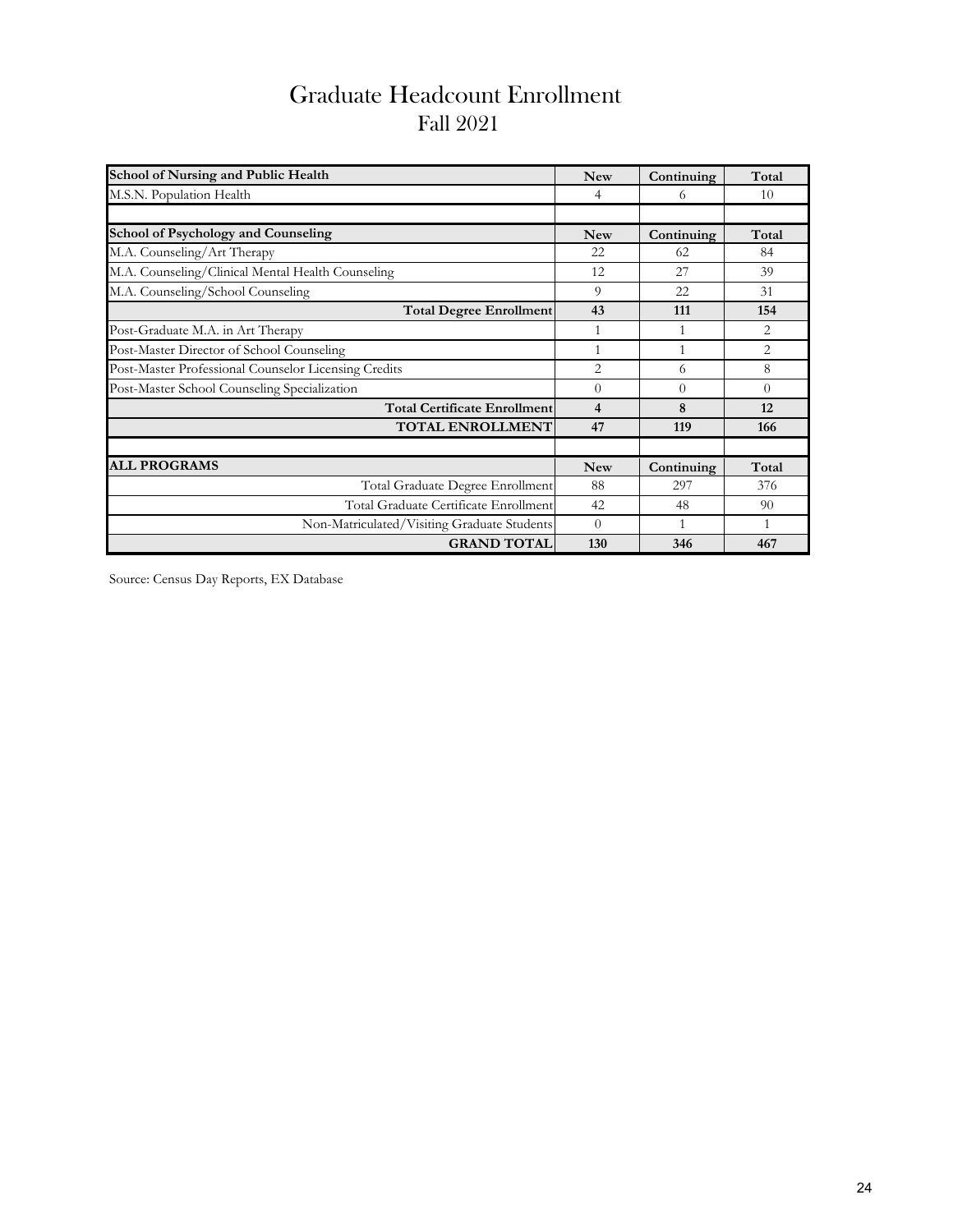# Graduate Headcount Enrollment

## Fall 2021

| School of Nursing and Public Health | New | Continuing | Total |
|---|---|---|---|
| M.S.N. Population Health | 4 | 6 | 10 |
| | | | |
| **School of Psychology and Counseling** | **New** | **Continuing** | **Total** |
| M.A. Counseling/Art Therapy | 22 | 62 | 84 |
| M.A. Counseling/Clinical Mental Health Counseling | 12 | 27 | 39 |
| M.A. Counseling/School Counseling | 9 | 22 | 31 |
| **Total Degree Enrollment** | **43** | **111** | **154** |
| Post-Graduate M.A. in Art Therapy | 1 | 1 | 2 |
| Post-Master Director of School Counseling | 1 | 1 | 2 |
| Post-Master Professional Counselor Licensing Credits | 2 | 6 | 8 |
| Post-Master School Counseling Specialization | 0 | 0 | 0 |
| **Total Certificate Enrollment** | **4** | **8** | **12** |
| **TOTAL ENROLLMENT** | **47** | **119** | **166** |
| | | | |
| **ALL PROGRAMS** | **New** | **Continuing** | **Total** |
| Total Graduate Degree Enrollment | 88 | 297 | 376 |
| Total Graduate Certificate Enrollment | 42 | 48 | 90 |
| Non-Matriculated/Visiting Graduate Students | 0 | 1 | 1 |
| **GRAND TOTAL** | **130** | **346** | **467** |

Source: Census Day Reports, EX Database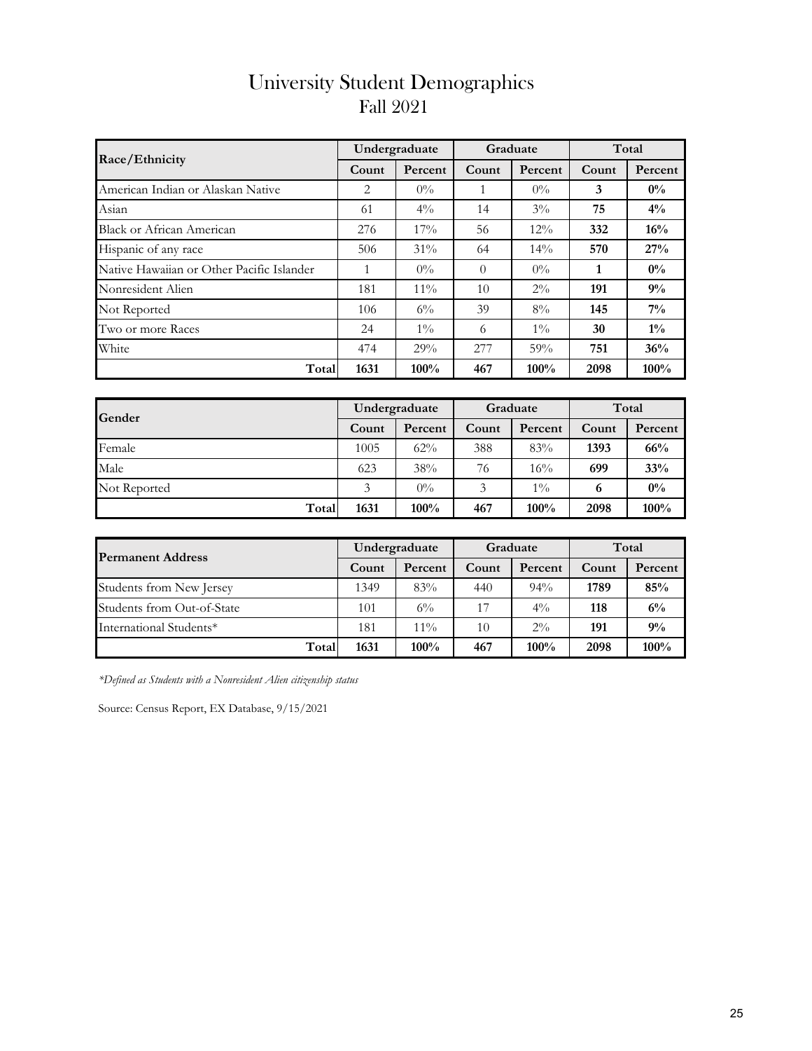# University Student Demographics
## Fall 2021

| Race/Ethnicity | Undergraduate | | Graduate | | Total | |
|---|---|---|---|---|---|---|
| | Count | Percent | Count | Percent | Count | Percent |
| American Indian or Alaskan Native | 2 | 0% | 1 | 0% | **3** | **0%** |
| Asian | 61 | 4% | 14 | 3% | **75** | **4%** |
| Black or African American | 276 | 17% | 56 | 12% | **332** | **16%** |
| Hispanic of any race | 506 | 31% | 64 | 14% | **570** | **27%** |
| Native Hawaiian or Other Pacific Islander | 1 | 0% | 0 | 0% | **1** | **0%** |
| Nonresident Alien | 181 | 11% | 10 | 2% | **191** | **9%** |
| Not Reported | 106 | 6% | 39 | 8% | **145** | **7%** |
| Two or more Races | 24 | 1% | 6 | 1% | **30** | **1%** |
| White | 474 | 29% | 277 | 59% | **751** | **36%** |
| **Total** | **1631** | **100%** | **467** | **100%** | **2098** | **100%** |

| Gender | Undergraduate | | Graduate | | Total | |
|---|---|---|---|---|---|---|
| | Count | Percent | Count | Percent | Count | Percent |
| Female | 1005 | 62% | 388 | 83% | **1393** | **66%** |
| Male | 623 | 38% | 76 | 16% | **699** | **33%** |
| Not Reported | 3 | 0% | 3 | 1% | **6** | **0%** |
| **Total** | **1631** | **100%** | **467** | **100%** | **2098** | **100%** |

| Permanent Address | Undergraduate | | Graduate | | Total | |
|---|---|---|---|---|---|---|
| | Count | Percent | Count | Percent | Count | Percent |
| Students from New Jersey | 1349 | 83% | 440 | 94% | **1789** | **85%** |
| Students from Out-of-State | 101 | 6% | 17 | 4% | **118** | **6%** |
| International Students* | 181 | 11% | 10 | 2% | **191** | **9%** |
| **Total** | **1631** | **100%** | **467** | **100%** | **2098** | **100%** |

*\*Defined as Students with a Nonresident Alien citizenship status*

Source: Census Report, EX Database, 9/15/2021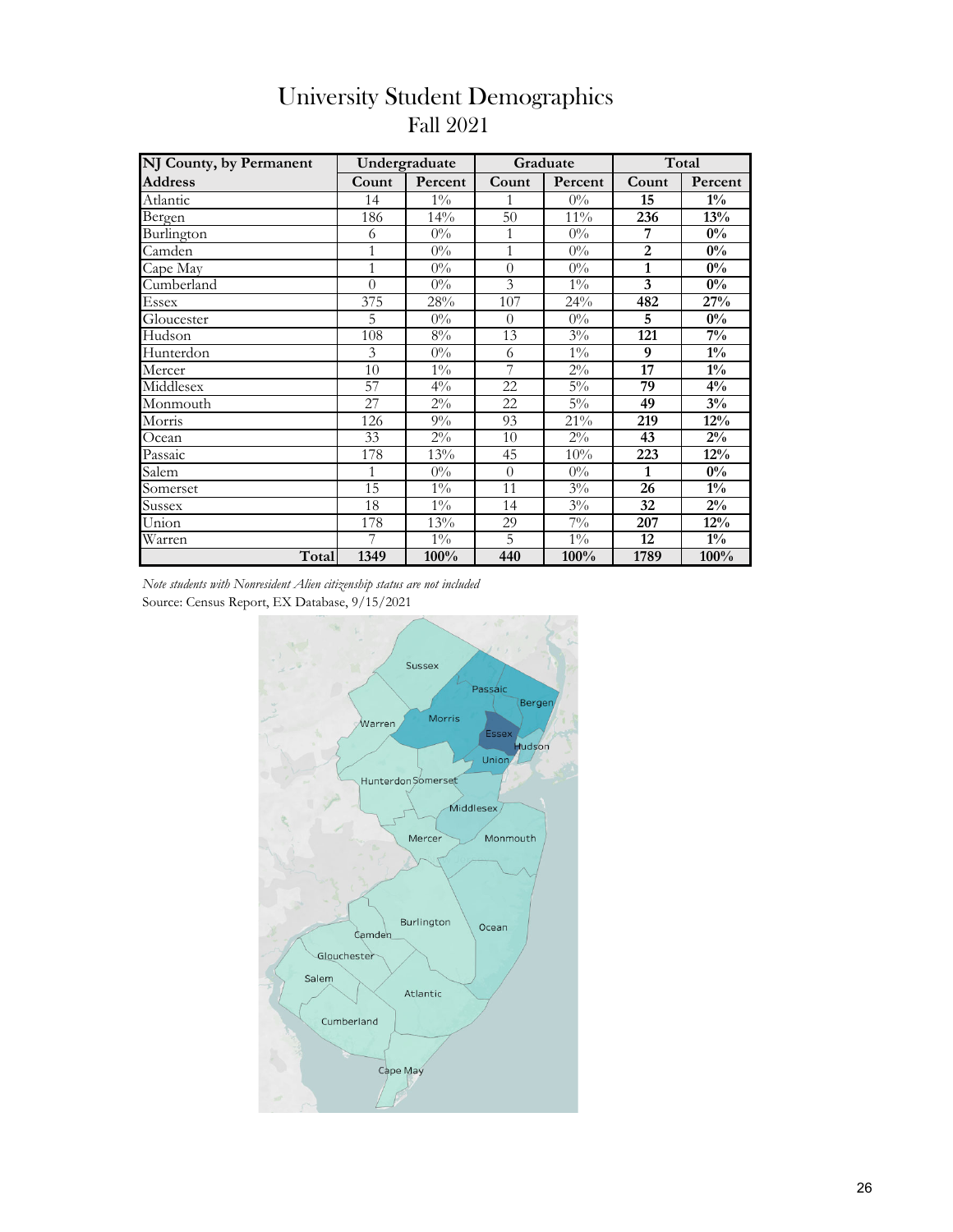# University Student Demographics

## Fall 2021

| NJ County, by Permanent Address | Undergraduate | | Graduate | | Total | |
|---|---|---|---|---|---|---|
| | Count | Percent | Count | Percent | Count | Percent |
| Atlantic | 14 | 1% | 1 | 0% | **15** | **1%** |
| Bergen | 186 | 14% | 50 | 11% | **236** | **13%** |
| Burlington | 6 | 0% | 1 | 0% | **7** | **0%** |
| Camden | 1 | 0% | 1 | 0% | **2** | **0%** |
| Cape May | 1 | 0% | 0 | 0% | **1** | **0%** |
| Cumberland | 0 | 0% | 3 | 1% | **3** | **0%** |
| Essex | 375 | 28% | 107 | 24% | **482** | **27%** |
| Gloucester | 5 | 0% | 0 | 0% | **5** | **0%** |
| Hudson | 108 | 8% | 13 | 3% | **121** | **7%** |
| Hunterdon | 3 | 0% | 6 | 1% | **9** | **1%** |
| Mercer | 10 | 1% | 7 | 2% | **17** | **1%** |
| Middlesex | 57 | 4% | 22 | 5% | **79** | **4%** |
| Monmouth | 27 | 2% | 22 | 5% | **49** | **3%** |
| Morris | 126 | 9% | 93 | 21% | **219** | **12%** |
| Ocean | 33 | 2% | 10 | 2% | **43** | **2%** |
| Passaic | 178 | 13% | 45 | 10% | **223** | **12%** |
| Salem | 1 | 0% | 0 | 0% | **1** | **0%** |
| Somerset | 15 | 1% | 11 | 3% | **26** | **1%** |
| Sussex | 18 | 1% | 14 | 3% | **32** | **2%** |
| Union | 178 | 13% | 29 | 7% | **207** | **12%** |
| Warren | 7 | 1% | 5 | 1% | **12** | **1%** |
| **Total** | **1349** | **100%** | **440** | **100%** | **1789** | **100%** |

*Note students with Nonresident Alien citizenship status are not included*

Source: Census Report, EX Database, 9/15/2021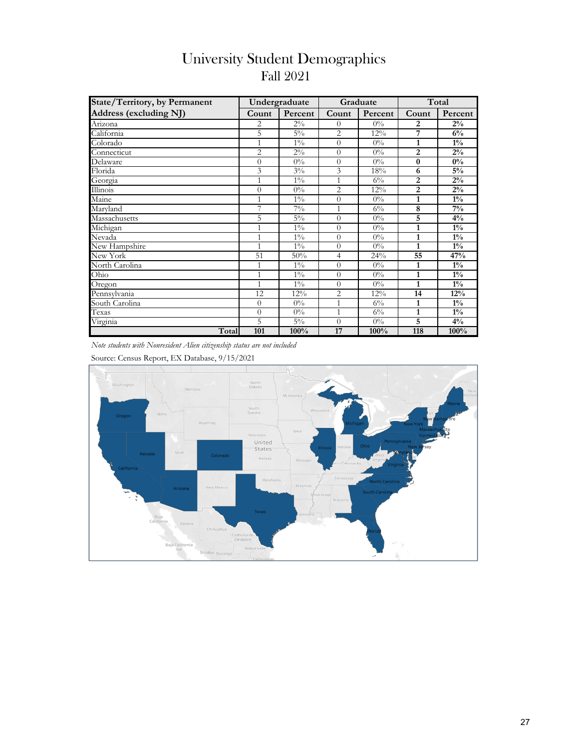# University Student Demographics

## Fall 2021

| State/Territory, by Permanent Address (excluding NJ) | Undergraduate | | Graduate | | Total | |
|---|---|---|---|---|---|---|
| | Count | Percent | Count | Percent | Count | Percent |
| Arizona | 2 | 2% | 0 | 0% | **2** | **2%** |
| California | 5 | 5% | 2 | 12% | **7** | **6%** |
| Colorado | 1 | 1% | 0 | 0% | **1** | **1%** |
| Connecticut | 2 | 2% | 0 | 0% | **2** | **2%** |
| Delaware | 0 | 0% | 0 | 0% | **0** | **0%** |
| Florida | 3 | 3% | 3 | 18% | **6** | **5%** |
| Georgia | 1 | 1% | 1 | 6% | **2** | **2%** |
| Illinois | 0 | 0% | 2 | 12% | **2** | **2%** |
| Maine | 1 | 1% | 0 | 0% | **1** | **1%** |
| Maryland | 7 | 7% | 1 | 6% | **8** | **7%** |
| Massachusetts | 5 | 5% | 0 | 0% | **5** | **4%** |
| Michigan | 1 | 1% | 0 | 0% | **1** | **1%** |
| Nevada | 1 | 1% | 0 | 0% | **1** | **1%** |
| New Hampshire | 1 | 1% | 0 | 0% | **1** | **1%** |
| New York | 51 | 50% | 4 | 24% | **55** | **47%** |
| North Carolina | 1 | 1% | 0 | 0% | **1** | **1%** |
| Ohio | 1 | 1% | 0 | 0% | **1** | **1%** |
| Oregon | 1 | 1% | 0 | 0% | **1** | **1%** |
| Pennsylvania | 12 | 12% | 2 | 12% | **14** | **12%** |
| South Carolina | 0 | 0% | 1 | 6% | **1** | **1%** |
| Texas | 0 | 0% | 1 | 6% | **1** | **1%** |
| Virginia | 5 | 5% | 0 | 0% | **5** | **4%** |
| **Total** | **101** | **100%** | **17** | **100%** | **118** | **100%** |

*Note students with Nonresident Alien citizenship status are not included*

Source: Census Report, EX Database, 9/15/2021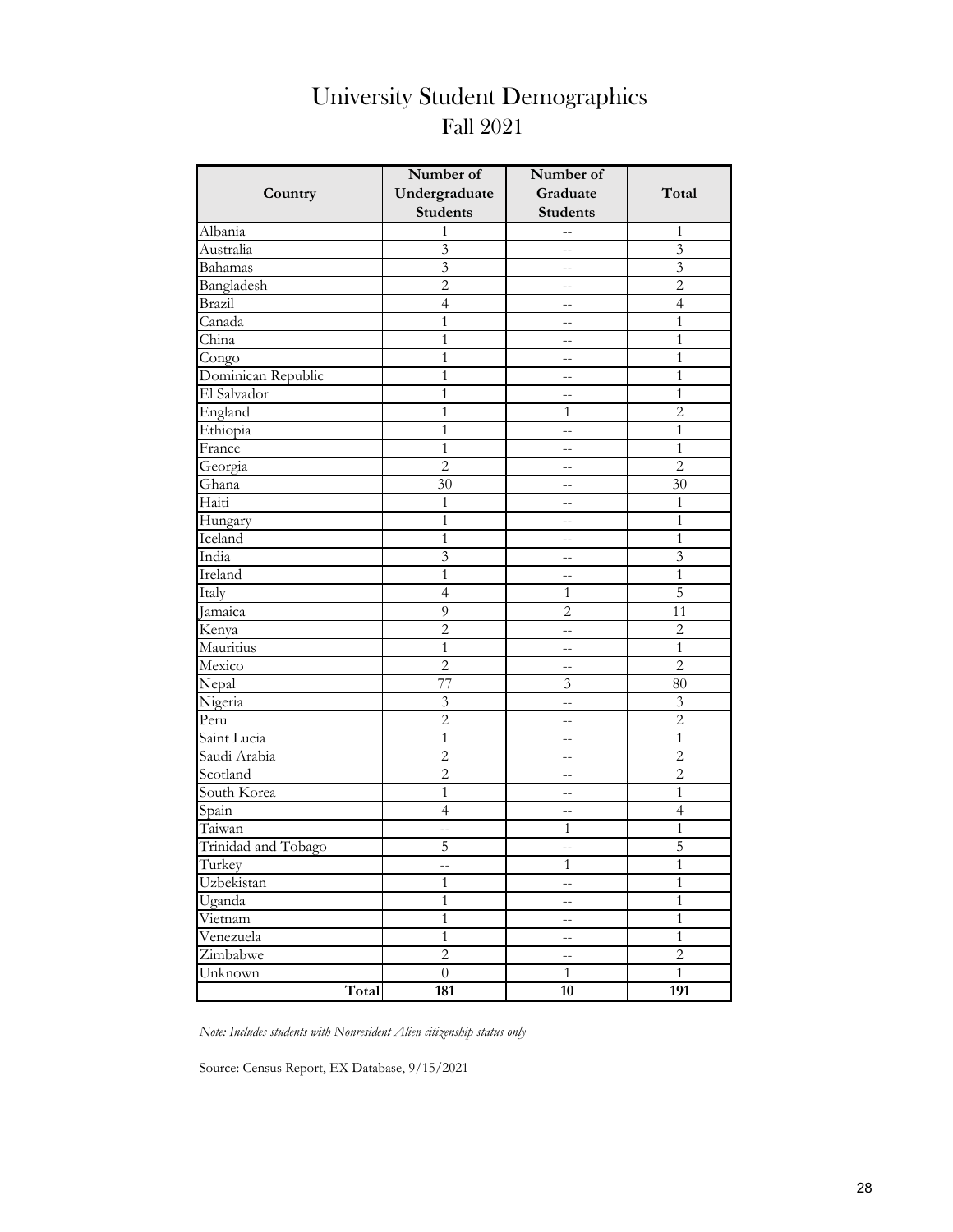# University Student Demographics
## Fall 2021

| Country | Number of Undergraduate Students | Number of Graduate Students | Total |
|---|---|---|---|
| Albania | 1 | -- | 1 |
| Australia | 3 | -- | 3 |
| Bahamas | 3 | -- | 3 |
| Bangladesh | 2 | -- | 2 |
| Brazil | 4 | -- | 4 |
| Canada | 1 | -- | 1 |
| China | 1 | -- | 1 |
| Congo | 1 | -- | 1 |
| Dominican Republic | 1 | -- | 1 |
| El Salvador | 1 | -- | 1 |
| England | 1 | 1 | 2 |
| Ethiopia | 1 | -- | 1 |
| France | 1 | -- | 1 |
| Georgia | 2 | -- | 2 |
| Ghana | 30 | -- | 30 |
| Haiti | 1 | -- | 1 |
| Hungary | 1 | -- | 1 |
| Iceland | 1 | -- | 1 |
| India | 3 | -- | 3 |
| Ireland | 1 | -- | 1 |
| Italy | 4 | 1 | 5 |
| Jamaica | 9 | 2 | 11 |
| Kenya | 2 | -- | 2 |
| Mauritius | 1 | -- | 1 |
| Mexico | 2 | -- | 2 |
| Nepal | 77 | 3 | 80 |
| Nigeria | 3 | -- | 3 |
| Peru | 2 | -- | 2 |
| Saint Lucia | 1 | -- | 1 |
| Saudi Arabia | 2 | -- | 2 |
| Scotland | 2 | -- | 2 |
| South Korea | 1 | -- | 1 |
| Spain | 4 | -- | 4 |
| Taiwan | -- | 1 | 1 |
| Trinidad and Tobago | 5 | -- | 5 |
| Turkey | -- | 1 | 1 |
| Uzbekistan | 1 | -- | 1 |
| Uganda | 1 | -- | 1 |
| Vietnam | 1 | -- | 1 |
| Venezuela | 1 | -- | 1 |
| Zimbabwe | 2 | -- | 2 |
| Unknown | 0 | 1 | 1 |
| **Total** | **181** | **10** | **191** |

*Note: Includes students with Nonresident Alien citizenship status only*

Source: Census Report, EX Database, 9/15/2021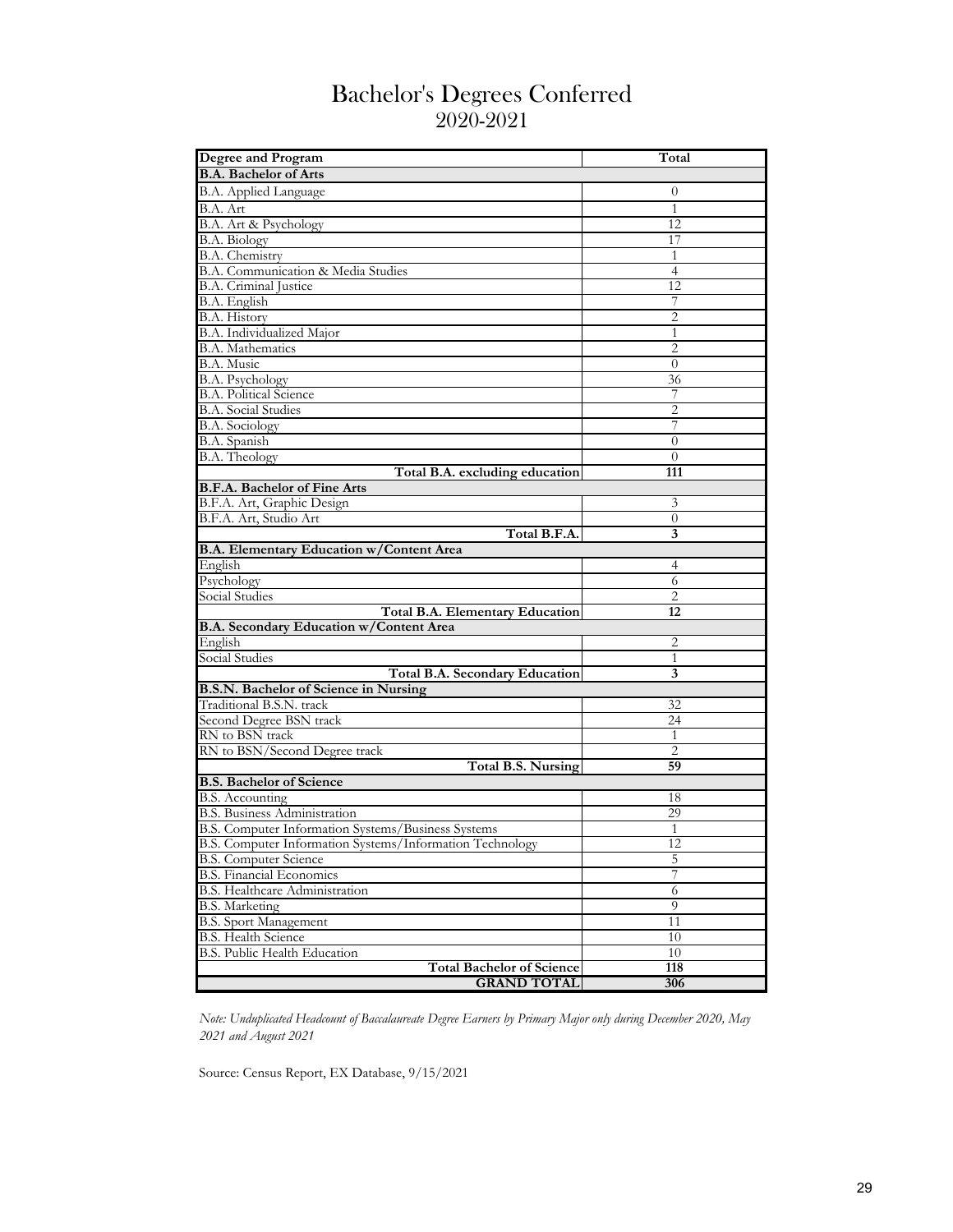# Bachelor's Degrees Conferred
## 2020-2021

| Degree and Program | Total |
|---|---|
| **B.A. Bachelor of Arts** | |
| B.A. Applied Language | 0 |
| B.A. Art | 1 |
| B.A. Art & Psychology | 12 |
| B.A. Biology | 17 |
| B.A. Chemistry | 1 |
| B.A. Communication & Media Studies | 4 |
| B.A. Criminal Justice | 12 |
| B.A. English | 7 |
| B.A. History | 2 |
| B.A. Individualized Major | 1 |
| B.A. Mathematics | 2 |
| B.A. Music | 0 |
| B.A. Psychology | 36 |
| B.A. Political Science | 7 |
| B.A. Social Studies | 2 |
| B.A. Sociology | 7 |
| B.A. Spanish | 0 |
| B.A. Theology | 0 |
| **Total B.A. excluding education** | **111** |
| **B.F.A. Bachelor of Fine Arts** | |
| B.F.A. Art, Graphic Design | 3 |
| B.F.A. Art, Studio Art | 0 |
| **Total B.F.A.** | **3** |
| **B.A. Elementary Education w/Content Area** | |
| English | 4 |
| Psychology | 6 |
| Social Studies | 2 |
| **Total B.A. Elementary Education** | **12** |
| **B.A. Secondary Education w/Content Area** | |
| English | 2 |
| Social Studies | 1 |
| **Total B.A. Secondary Education** | **3** |
| **B.S.N. Bachelor of Science in Nursing** | |
| Traditional B.S.N. track | 32 |
| Second Degree BSN track | 24 |
| RN to BSN track | 1 |
| RN to BSN/Second Degree track | 2 |
| **Total B.S. Nursing** | **59** |
| **B.S. Bachelor of Science** | |
| B.S. Accounting | 18 |
| B.S. Business Administration | 29 |
| B.S. Computer Information Systems/Business Systems | 1 |
| B.S. Computer Information Systems/Information Technology | 12 |
| B.S. Computer Science | 5 |
| B.S. Financial Economics | 7 |
| B.S. Healthcare Administration | 6 |
| B.S. Marketing | 9 |
| B.S. Sport Management | 11 |
| B.S. Health Science | 10 |
| B.S. Public Health Education | 10 |
| **Total Bachelor of Science** | **118** |
| **GRAND TOTAL** | **306** |

*Note: Unduplicated Headcount of Baccalaureate Degree Earners by Primary Major only during December 2020, May 2021 and August 2021*

Source: Census Report, EX Database, 9/15/2021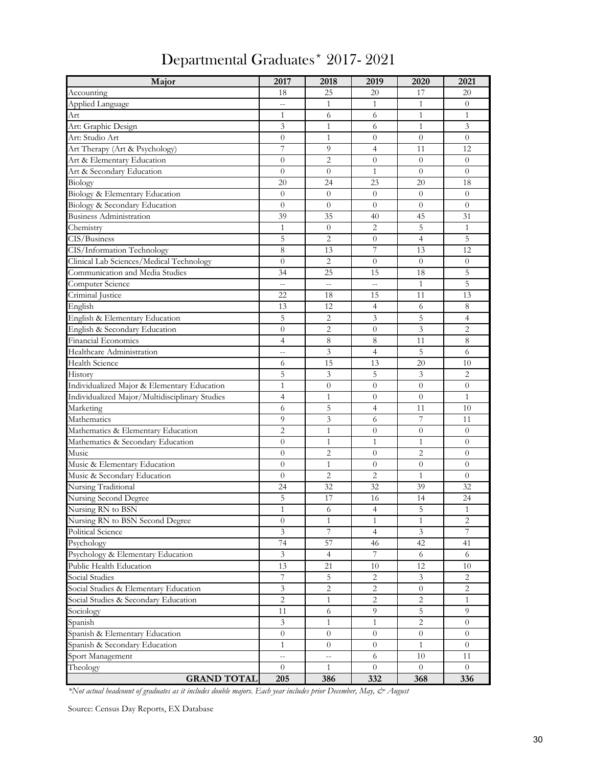# Departmental Graduates* 2017- 2021

| Major | 2017 | 2018 | 2019 | 2020 | 2021 |
|---|---|---|---|---|---|
| Accounting | 18 | 25 | 20 | 17 | 20 |
| Applied Language | -- | 1 | 1 | 1 | 0 |
| Art | 1 | 6 | 6 | 1 | 1 |
| Art: Graphic Design | 3 | 1 | 6 | 1 | 3 |
| Art: Studio Art | 0 | 1 | 0 | 0 | 0 |
| Art Therapy (Art & Psychology) | 7 | 9 | 4 | 11 | 12 |
| Art & Elementary Education | 0 | 2 | 0 | 0 | 0 |
| Art & Secondary Education | 0 | 0 | 1 | 0 | 0 |
| Biology | 20 | 24 | 23 | 20 | 18 |
| Biology & Elementary Education | 0 | 0 | 0 | 0 | 0 |
| Biology & Secondary Education | 0 | 0 | 0 | 0 | 0 |
| Business Administration | 39 | 35 | 40 | 45 | 31 |
| Chemistry | 1 | 0 | 2 | 5 | 1 |
| CIS/Business | 5 | 2 | 0 | 4 | 5 |
| CIS/Information Technology | 8 | 13 | 7 | 13 | 12 |
| Clinical Lab Sciences/Medical Technology | 0 | 2 | 0 | 0 | 0 |
| Communication and Media Studies | 34 | 25 | 15 | 18 | 5 |
| Computer Science | -- | -- | -- | 1 | 5 |
| Criminal Justice | 22 | 18 | 15 | 11 | 13 |
| English | 13 | 12 | 4 | 6 | 8 |
| English & Elementary Education | 5 | 2 | 3 | 5 | 4 |
| English & Secondary Education | 0 | 2 | 0 | 3 | 2 |
| Financial Economics | 4 | 8 | 8 | 11 | 8 |
| Healthcare Administration | -- | 3 | 4 | 5 | 6 |
| Health Science | 6 | 15 | 13 | 20 | 10 |
| History | 5 | 3 | 5 | 3 | 2 |
| Individualized Major & Elementary Education | 1 | 0 | 0 | 0 | 0 |
| Individualized Major/Multidisciplinary Studies | 4 | 1 | 0 | 0 | 1 |
| Marketing | 6 | 5 | 4 | 11 | 10 |
| Mathematics | 9 | 3 | 6 | 7 | 11 |
| Mathematics & Elementary Education | 2 | 1 | 0 | 0 | 0 |
| Mathematics & Secondary Education | 0 | 1 | 1 | 1 | 0 |
| Music | 0 | 2 | 0 | 2 | 0 |
| Music & Elementary Education | 0 | 1 | 0 | 0 | 0 |
| Music & Secondary Education | 0 | 2 | 2 | 1 | 0 |
| Nursing Traditional | 24 | 32 | 32 | 39 | 32 |
| Nursing Second Degree | 5 | 17 | 16 | 14 | 24 |
| Nursing RN to BSN | 1 | 6 | 4 | 5 | 1 |
| Nursing RN to BSN Second Degree | 0 | 1 | 1 | 1 | 2 |
| Political Science | 3 | 7 | 4 | 3 | 7 |
| Psychology | 74 | 57 | 46 | 42 | 41 |
| Psychology & Elementary Education | 3 | 4 | 7 | 6 | 6 |
| Public Health Education | 13 | 21 | 10 | 12 | 10 |
| Social Studies | 7 | 5 | 2 | 3 | 2 |
| Social Studies & Elementary Education | 3 | 2 | 2 | 0 | 2 |
| Social Studies & Secondary Education | 2 | 1 | 2 | 2 | 1 |
| Sociology | 11 | 6 | 9 | 5 | 9 |
| Spanish | 3 | 1 | 1 | 2 | 0 |
| Spanish & Elementary Education | 0 | 0 | 0 | 0 | 0 |
| Spanish & Secondary Education | 1 | 0 | 0 | 1 | 0 |
| Sport Management | -- | -- | 6 | 10 | 11 |
| Theology | 0 | 1 | 0 | 0 | 0 |
| **GRAND TOTAL** | **205** | **386** | **332** | **368** | **336** |

*\*Not actual headcount of graduates as it includes double majors. Each year includes prior December, May, & August*

Source: Census Day Reports, EX Database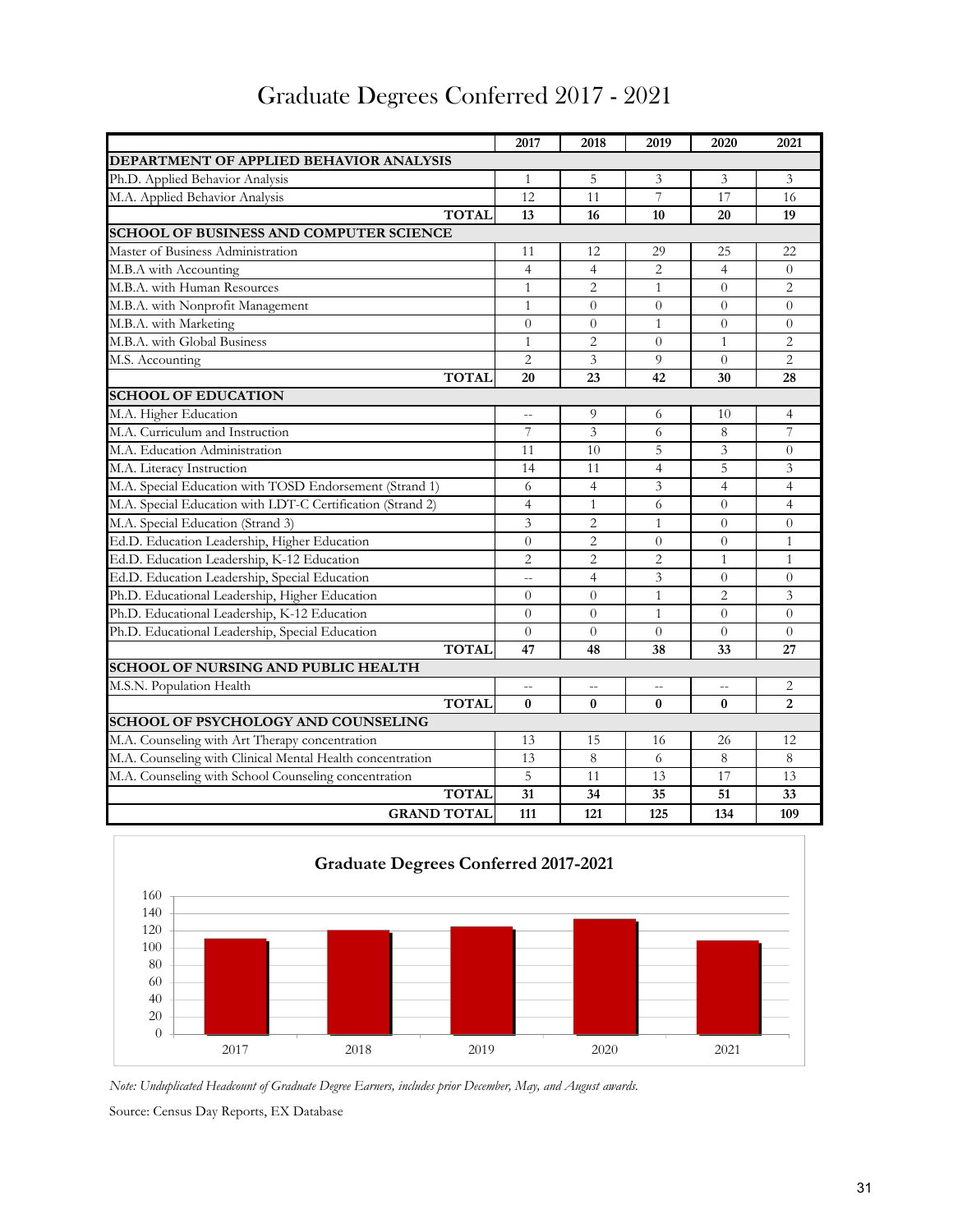# Graduate Degrees Conferred 2017 - 2021

| | 2017 | 2018 | 2019 | 2020 | 2021 |
|---|---|---|---|---|---|
| **DEPARTMENT OF APPLIED BEHAVIOR ANALYSIS** | | | | | |
| Ph.D. Applied Behavior Analysis | 1 | 5 | 3 | 3 | 3 |
| M.A. Applied Behavior Analysis | 12 | 11 | 7 | 17 | 16 |
| **TOTAL** | **13** | **16** | **10** | **20** | **19** |
| **SCHOOL OF BUSINESS AND COMPUTER SCIENCE** | | | | | |
| Master of Business Administration | 11 | 12 | 29 | 25 | 22 |
| M.B.A with Accounting | 4 | 4 | 2 | 4 | 0 |
| M.B.A. with Human Resources | 1 | 2 | 1 | 0 | 2 |
| M.B.A. with Nonprofit Management | 1 | 0 | 0 | 0 | 0 |
| M.B.A. with Marketing | 0 | 0 | 1 | 0 | 0 |
| M.B.A. with Global Business | 1 | 2 | 0 | 1 | 2 |
| M.S. Accounting | 2 | 3 | 9 | 0 | 2 |
| **TOTAL** | **20** | **23** | **42** | **30** | **28** |
| **SCHOOL OF EDUCATION** | | | | | |
| M.A. Higher Education | -- | 9 | 6 | 10 | 4 |
| M.A. Curriculum and Instruction | 7 | 3 | 6 | 8 | 7 |
| M.A. Education Administration | 11 | 10 | 5 | 3 | 0 |
| M.A. Literacy Instruction | 14 | 11 | 4 | 5 | 3 |
| M.A. Special Education with TOSD Endorsement (Strand 1) | 6 | 4 | 3 | 4 | 4 |
| M.A. Special Education with LDT-C Certification (Strand 2) | 4 | 1 | 6 | 0 | 4 |
| M.A. Special Education (Strand 3) | 3 | 2 | 1 | 0 | 0 |
| Ed.D. Education Leadership, Higher Education | 0 | 2 | 0 | 0 | 1 |
| Ed.D. Education Leadership, K-12 Education | 2 | 2 | 2 | 1 | 1 |
| Ed.D. Education Leadership, Special Education | -- | 4 | 3 | 0 | 0 |
| Ph.D. Educational Leadership, Higher Education | 0 | 0 | 1 | 2 | 3 |
| Ph.D. Educational Leadership, K-12 Education | 0 | 0 | 1 | 0 | 0 |
| Ph.D. Educational Leadership, Special Education | 0 | 0 | 0 | 0 | 0 |
| **TOTAL** | **47** | **48** | **38** | **33** | **27** |
| **SCHOOL OF NURSING AND PUBLIC HEALTH** | | | | | |
| M.S.N. Population Health | -- | -- | -- | -- | 2 |
| **TOTAL** | **0** | **0** | **0** | **0** | **2** |
| **SCHOOL OF PSYCHOLOGY AND COUNSELING** | | | | | |
| M.A. Counseling with Art Therapy concentration | 13 | 15 | 16 | 26 | 12 |
| M.A. Counseling with Clinical Mental Health concentration | 13 | 8 | 6 | 8 | 8 |
| M.A. Counseling with School Counseling concentration | 5 | 11 | 13 | 17 | 13 |
| **TOTAL** | **31** | **34** | **35** | **51** | **33** |
| **GRAND TOTAL** | **111** | **121** | **125** | **134** | **109** |

**Graduate Degrees Conferred 2017-2021**

| Year | Degrees |
|---|---|
| 2017 | 111 |
| 2018 | 121 |
| 2019 | 125 |
| 2020 | 134 |
| 2021 | 109 |

*Note: Unduplicated Headcount of Graduate Degree Earners, includes prior December, May, and August awards.*

Source: Census Day Reports, EX Database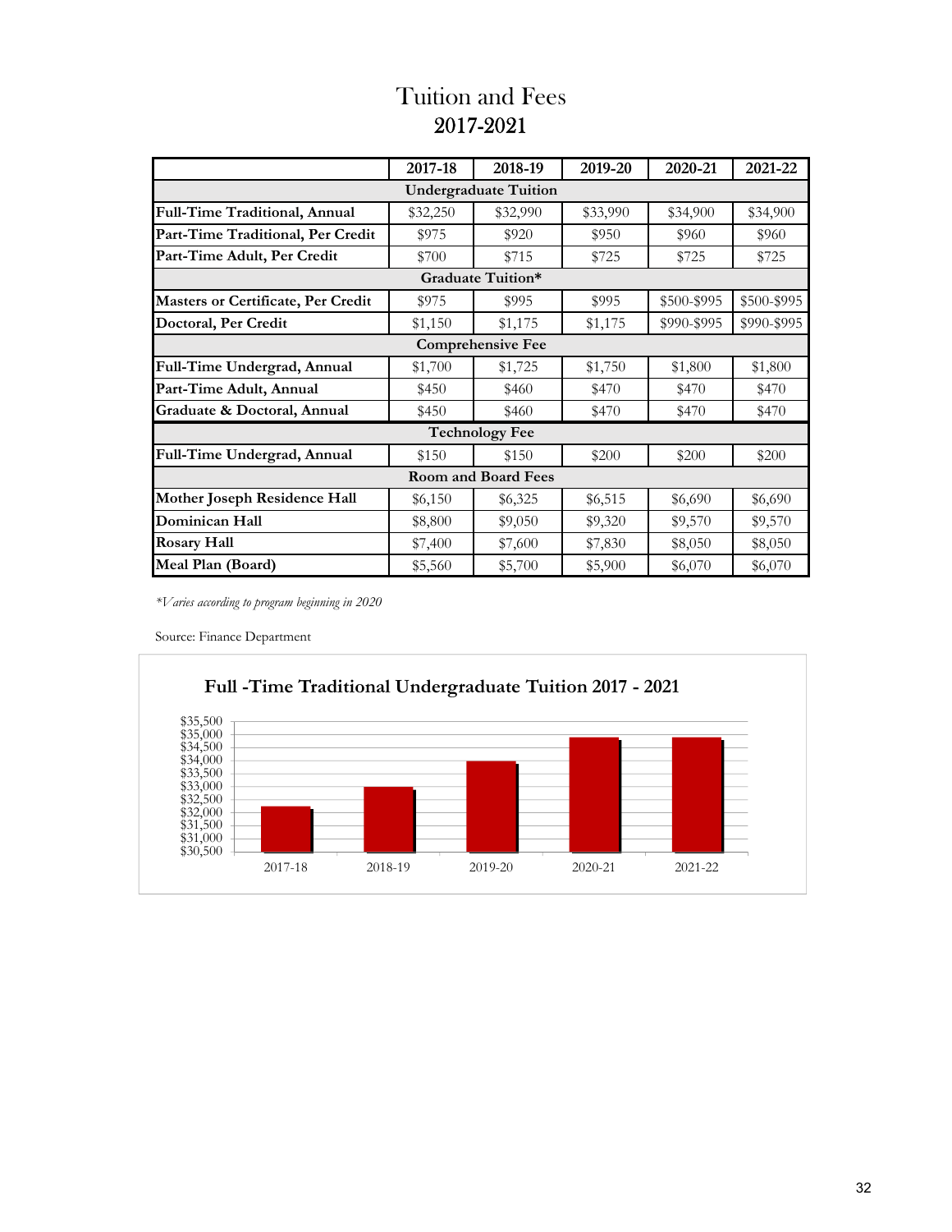# Tuition and Fees
## 2017-2021

| | 2017-18 | 2018-19 | 2019-20 | 2020-21 | 2021-22 |
|---|---|---|---|---|---|
| **Undergraduate Tuition** | | | | | |
| **Full-Time Traditional, Annual** | $32,250 | $32,990 | $33,990 | $34,900 | $34,900 |
| **Part-Time Traditional, Per Credit** | $975 | $920 | $950 | $960 | $960 |
| **Part-Time Adult, Per Credit** | $700 | $715 | $725 | $725 | $725 |
| **Graduate Tuition*** | | | | | |
| **Masters or Certificate, Per Credit** | $975 | $995 | $995 | $500-$995 | $500-$995 |
| **Doctoral, Per Credit** | $1,150 | $1,175 | $1,175 | $990-$995 | $990-$995 |
| **Comprehensive Fee** | | | | | |
| **Full-Time Undergrad, Annual** | $1,700 | $1,725 | $1,750 | $1,800 | $1,800 |
| **Part-Time Adult, Annual** | $450 | $460 | $470 | $470 | $470 |
| **Graduate & Doctoral, Annual** | $450 | $460 | $470 | $470 | $470 |
| **Technology Fee** | | | | | |
| **Full-Time Undergrad, Annual** | $150 | $150 | $200 | $200 | $200 |
| **Room and Board Fees** | | | | | |
| **Mother Joseph Residence Hall** | $6,150 | $6,325 | $6,515 | $6,690 | $6,690 |
| **Dominican Hall** | $8,800 | $9,050 | $9,320 | $9,570 | $9,570 |
| **Rosary Hall** | $7,400 | $7,600 | $7,830 | $8,050 | $8,050 |
| **Meal Plan (Board)** | $5,560 | $5,700 | $5,900 | $6,070 | $6,070 |

*\*Varies according to program beginning in 2020*

Source: Finance Department

**Full -Time Traditional Undergraduate Tuition 2017 - 2021**

| Year | Tuition |
|---|---|
| 2017-18 | $32,250 |
| 2018-19 | $32,990 |
| 2019-20 | $33,990 |
| 2020-21 | $34,900 |
| 2021-22 | $34,900 |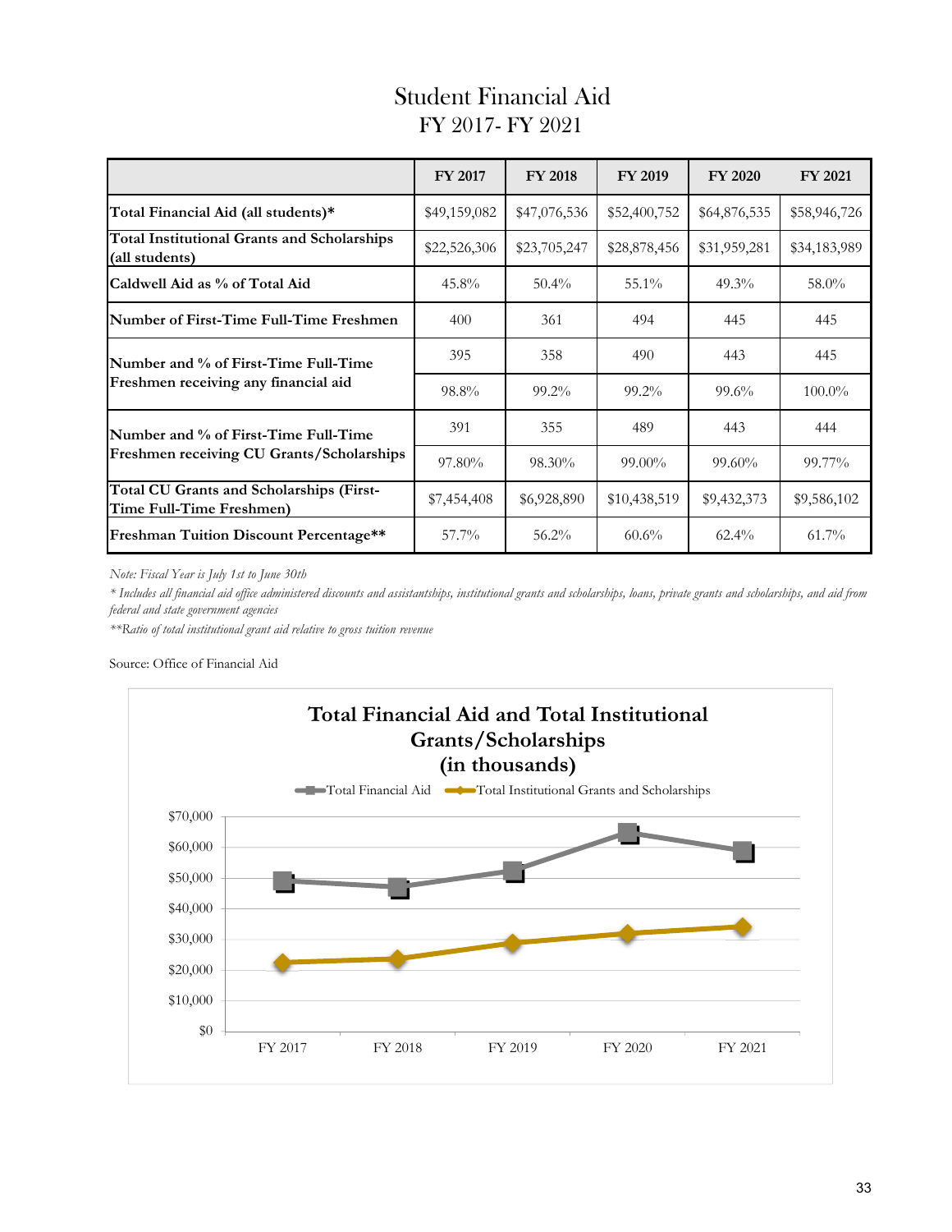# Student Financial Aid
## FY 2017- FY 2021

| | FY 2017 | FY 2018 | FY 2019 | FY 2020 | FY 2021 |
|---|---|---|---|---|---|
| **Total Financial Aid (all students)*** | $49,159,082 | $47,076,536 | $52,400,752 | $64,876,535 | $58,946,726 |
| **Total Institutional Grants and Scholarships (all students)** | $22,526,306 | $23,705,247 | $28,878,456 | $31,959,281 | $34,183,989 |
| **Caldwell Aid as % of Total Aid** | 45.8% | 50.4% | 55.1% | 49.3% | 58.0% |
| **Number of First-Time Full-Time Freshmen** | 400 | 361 | 494 | 445 | 445 |
| **Number and % of First-Time Full-Time Freshmen receiving any financial aid** | 395 | 358 | 490 | 443 | 445 |
| | 98.8% | 99.2% | 99.2% | 99.6% | 100.0% |
| **Number and % of First-Time Full-Time Freshmen receiving CU Grants/Scholarships** | 391 | 355 | 489 | 443 | 444 |
| | 97.80% | 98.30% | 99.00% | 99.60% | 99.77% |
| **Total CU Grants and Scholarships (First-Time Full-Time Freshmen)** | $7,454,408 | $6,928,890 | $10,438,519 | $9,432,373 | $9,586,102 |
| **Freshman Tuition Discount Percentage**** | 57.7% | 56.2% | 60.6% | 62.4% | 61.7% |

*Note: Fiscal Year is July 1st to June 30th*

** Includes all financial aid office administered discounts and assistantships, institutional grants and scholarships, loans, private grants and scholarships, and aid from federal and state government agencies*

*\*\*Ratio of total institutional grant aid relative to gross tuition revenue*

Source: Office of Financial Aid

**Total Financial Aid and Total Institutional Grants/Scholarships (in thousands)**

Legend: Total Financial Aid; Total Institutional Grants and Scholarships

| | FY 2017 | FY 2018 | FY 2019 | FY 2020 | FY 2021 |
|---|---|---|---|---|---|
| Total Financial Aid | $49,159 | $47,077 | $52,401 | $64,877 | $58,947 |
| Total Institutional Grants and Scholarships | $22,526 | $23,705 | $28,878 | $31,959 | $34,184 |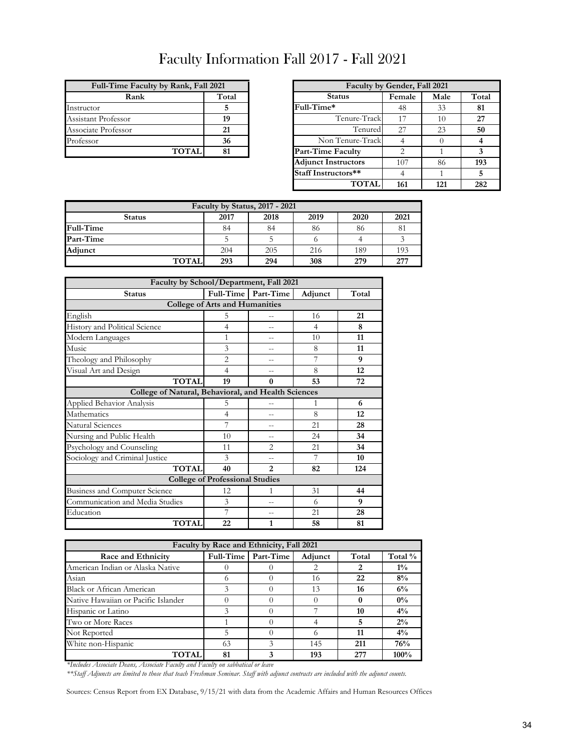# Faculty Information Fall 2017 - Fall 2021

| Full-Time Faculty by Rank, Fall 2021 | |
|---|---|
| **Rank** | **Total** |
| Instructor | **5** |
| Assistant Professor | **19** |
| Associate Professor | **21** |
| Professor | **36** |
| **TOTAL** | **81** |

| Faculty by Gender, Fall 2021 | | | |
|---|---|---|---|
| **Status** | **Female** | **Male** | **Total** |
| **Full-Time*** | 48 | 33 | **81** |
| Tenure-Track | 17 | 10 | **27** |
| Tenured | 27 | 23 | **50** |
| Non Tenure-Track | 4 | 0 | **4** |
| **Part-Time Faculty** | 2 | 1 | **3** |
| **Adjunct Instructors** | 107 | 86 | **193** |
| **Staff Instructors**** | 4 | 1 | **5** |
| **TOTAL** | **161** | **121** | **282** |

| Faculty by Status, 2017 - 2021 | | | | | |
|---|---|---|---|---|---|
| **Status** | **2017** | **2018** | **2019** | **2020** | **2021** |
| **Full-Time** | 84 | 84 | 86 | 86 | 81 |
| **Part-Time** | 5 | 5 | 6 | 4 | 3 |
| **Adjunct** | 204 | 205 | 216 | 189 | 193 |
| **TOTAL** | **293** | **294** | **308** | **279** | **277** |

| Faculty by School/Department, Fall 2021 | | | | |
|---|---|---|---|---|
| **Status** | **Full-Time** | **Part-Time** | **Adjunct** | **Total** |
| **College of Arts and Humanities** | | | | |
| English | 5 | -- | 16 | **21** |
| History and Political Science | 4 | -- | 4 | **8** |
| Modern Languages | 1 | -- | 10 | **11** |
| Music | 3 | -- | 8 | **11** |
| Theology and Philosophy | 2 | -- | 7 | **9** |
| Visual Art and Design | 4 | -- | 8 | **12** |
| **TOTAL** | **19** | **0** | **53** | **72** |
| **College of Natural, Behavioral, and Health Sciences** | | | | |
| Applied Behavior Analysis | 5 | -- | 1 | **6** |
| Mathematics | 4 | -- | 8 | **12** |
| Natural Sciences | 7 | -- | 21 | **28** |
| Nursing and Public Health | 10 | -- | 24 | **34** |
| Psychology and Counseling | 11 | 2 | 21 | **34** |
| Sociology and Criminal Justice | 3 | -- | 7 | **10** |
| **TOTAL** | **40** | **2** | **82** | **124** |
| **College of Professional Studies** | | | | |
| Business and Computer Science | 12 | 1 | 31 | **44** |
| Communication and Media Studies | 3 | -- | 6 | **9** |
| Education | 7 | -- | 21 | **28** |
| **TOTAL** | **22** | **1** | **58** | **81** |

| Faculty by Race and Ethnicity, Fall 2021 | | | | | |
|---|---|---|---|---|---|
| **Race and Ethnicity** | **Full-Time** | **Part-Time** | **Adjunct** | **Total** | **Total %** |
| American Indian or Alaska Native | 0 | 0 | 2 | **2** | **1%** |
| Asian | 6 | 0 | 16 | **22** | **8%** |
| Black or African American | 3 | 0 | 13 | **16** | **6%** |
| Native Hawaiian or Pacific Islander | 0 | 0 | 0 | **0** | **0%** |
| Hispanic or Latino | 3 | 0 | 7 | **10** | **4%** |
| Two or More Races | 1 | 0 | 4 | **5** | **2%** |
| Not Reported | 5 | 0 | 6 | **11** | **4%** |
| White non-Hispanic | 63 | 3 | 145 | **211** | **76%** |
| **TOTAL** | **81** | **3** | **193** | **277** | **100%** |

*\*Includes Associate Deans, Associate Faculty and Faculty on sabbatical or leave*

*\*\*Staff Adjuncts are limited to those that teach Freshman Seminar. Staff with adjunct contracts are included with the adjunct counts.*

Sources: Census Report from EX Database, 9/15/21 with data from the Academic Affairs and Human Resources Offices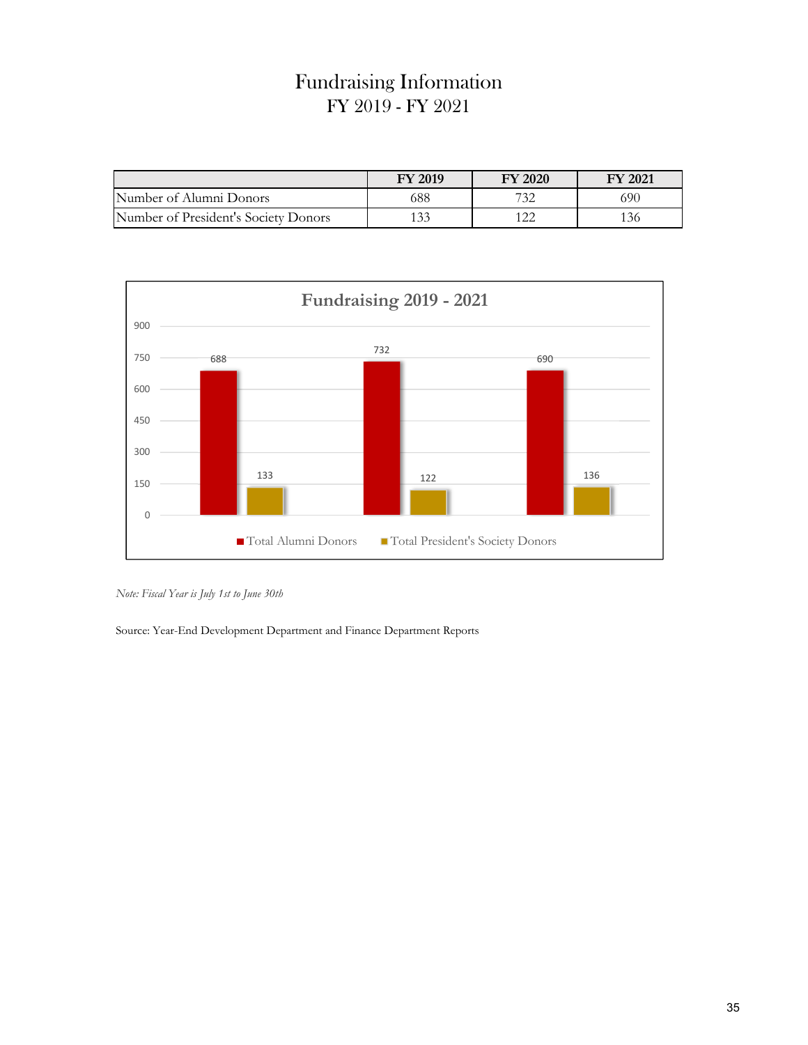# Fundraising Information
## FY 2019 - FY 2021

| | FY 2019 | FY 2020 | FY 2021 |
|---|---|---|---|
| Number of Alumni Donors | 688 | 732 | 690 |
| Number of President's Society Donors | 133 | 122 | 136 |

**Fundraising 2019 - 2021**

| | Total Alumni Donors | Total President's Society Donors |
|---|---|---|
| 2019 | 688 | 133 |
| 2020 | 732 | 122 |
| 2021 | 690 | 136 |

*Note: Fiscal Year is July 1st to June 30th*

Source: Year-End Development Department and Finance Department Reports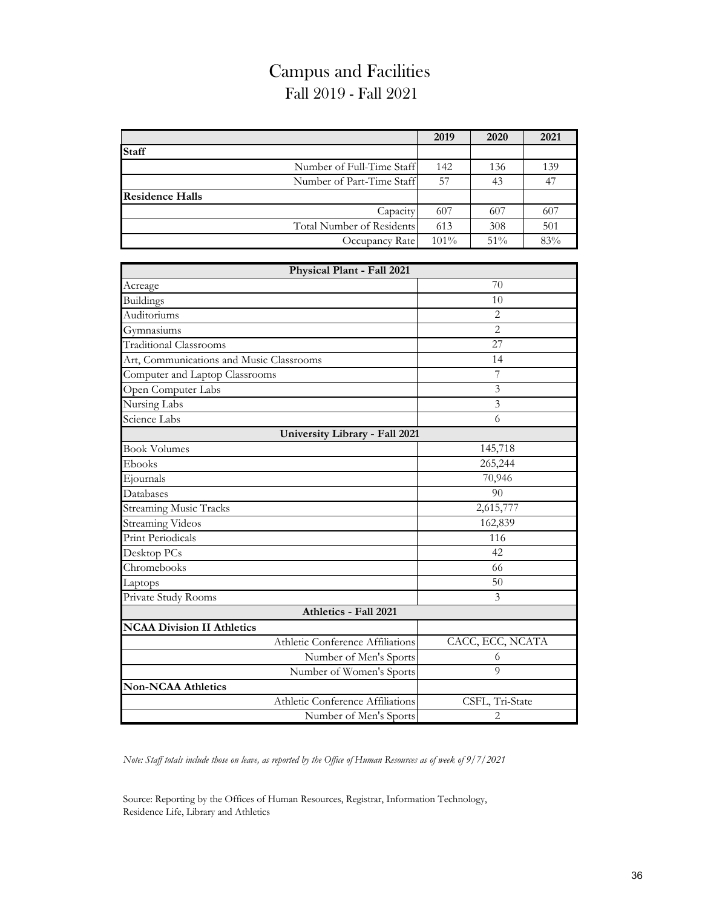# Campus and Facilities

## Fall 2019 - Fall 2021

| | 2019 | 2020 | 2021 |
|---|---|---|---|
| **Staff** | | | |
| Number of Full-Time Staff | 142 | 136 | 139 |
| Number of Part-Time Staff | 57 | 43 | 47 |
| **Residence Halls** | | | |
| Capacity | 607 | 607 | 607 |
| Total Number of Residents | 613 | 308 | 501 |
| Occupancy Rate | 101% | 51% | 83% |

| **Physical Plant - Fall 2021** | |
|---|---|
| Acreage | 70 |
| Buildings | 10 |
| Auditoriums | 2 |
| Gymnasiums | 2 |
| Traditional Classrooms | 27 |
| Art, Communications and Music Classrooms | 14 |
| Computer and Laptop Classrooms | 7 |
| Open Computer Labs | 3 |
| Nursing Labs | 3 |
| Science Labs | 6 |
| **University Library - Fall 2021** | |
| Book Volumes | 145,718 |
| Ebooks | 265,244 |
| Ejournals | 70,946 |
| Databases | 90 |
| Streaming Music Tracks | 2,615,777 |
| Streaming Videos | 162,839 |
| Print Periodicals | 116 |
| Desktop PCs | 42 |
| Chromebooks | 66 |
| Laptops | 50 |
| Private Study Rooms | 3 |
| **Athletics - Fall 2021** | |
| **NCAA Division II Athletics** | |
| Athletic Conference Affiliations | CACC, ECC, NCATA |
| Number of Men's Sports | 6 |
| Number of Women's Sports | 9 |
| **Non-NCAA Athletics** | |
| Athletic Conference Affiliations | CSFL, Tri-State |
| Number of Men's Sports | 2 |

*Note: Staff totals include those on leave, as reported by the Office of Human Resources as of week of 9/7/2021*

Source: Reporting by the Offices of Human Resources, Registrar, Information Technology, Residence Life, Library and Athletics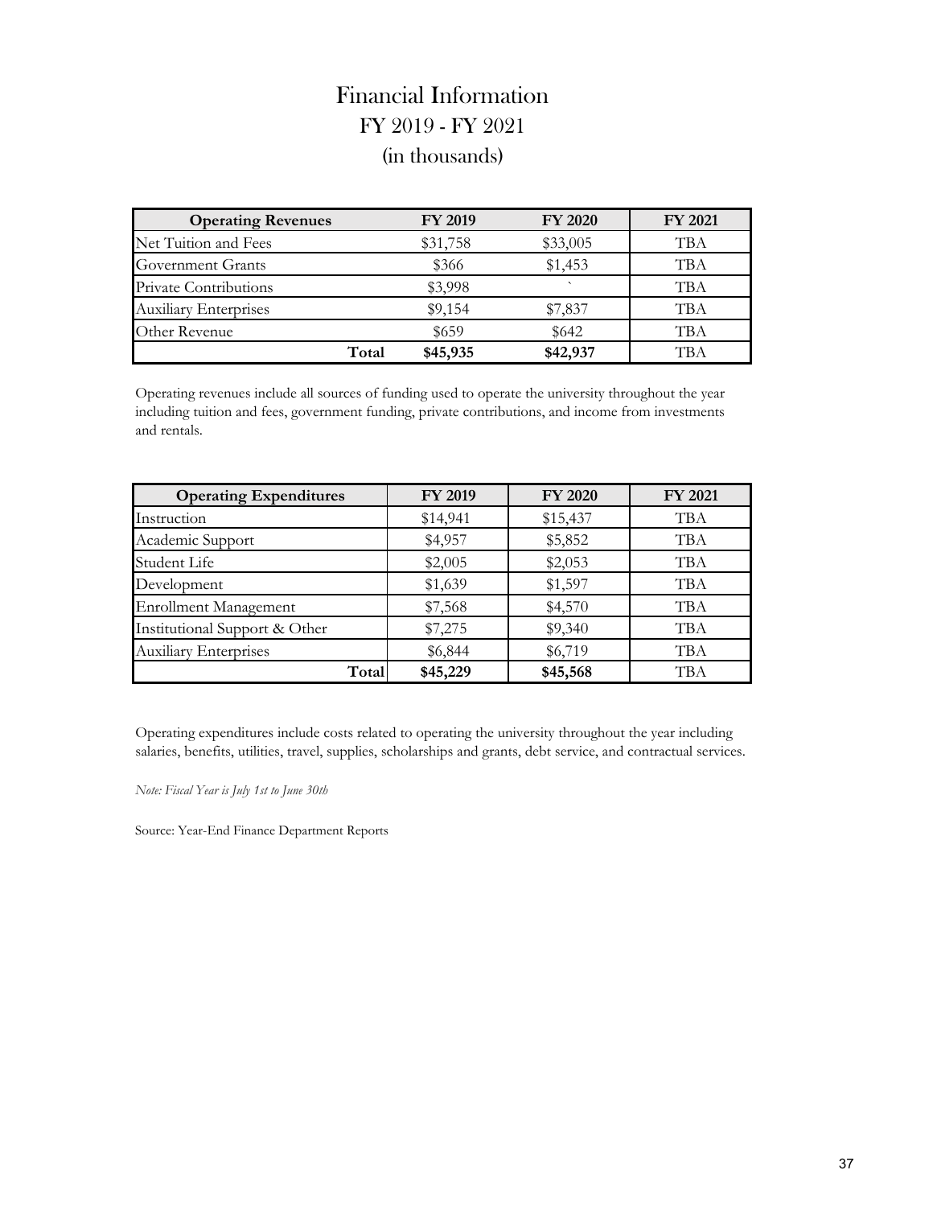# Financial Information
## FY 2019 - FY 2021
## (in thousands)

| Operating Revenues | FY 2019 | FY 2020 | FY 2021 |
|---|---|---|---|
| Net Tuition and Fees | $31,758 | $33,005 | TBA |
| Government Grants | $366 | $1,453 | TBA |
| Private Contributions | $3,998 | ` | TBA |
| Auxiliary Enterprises | $9,154 | $7,837 | TBA |
| Other Revenue | $659 | $642 | TBA |
| **Total** | **$45,935** | **$42,937** | TBA |

Operating revenues include all sources of funding used to operate the university throughout the year including tuition and fees, government funding, private contributions, and income from investments and rentals.

| Operating Expenditures | FY 2019 | FY 2020 | FY 2021 |
|---|---|---|---|
| Instruction | $14,941 | $15,437 | TBA |
| Academic Support | $4,957 | $5,852 | TBA |
| Student Life | $2,005 | $2,053 | TBA |
| Development | $1,639 | $1,597 | TBA |
| Enrollment Management | $7,568 | $4,570 | TBA |
| Institutional Support & Other | $7,275 | $9,340 | TBA |
| Auxiliary Enterprises | $6,844 | $6,719 | TBA |
| **Total** | **$45,229** | **$45,568** | TBA |

Operating expenditures include costs related to operating the university throughout the year including salaries, benefits, utilities, travel, supplies, scholarships and grants, debt service, and contractual services.

*Note: Fiscal Year is July 1st to June 30th*

Source: Year-End Finance Department Reports